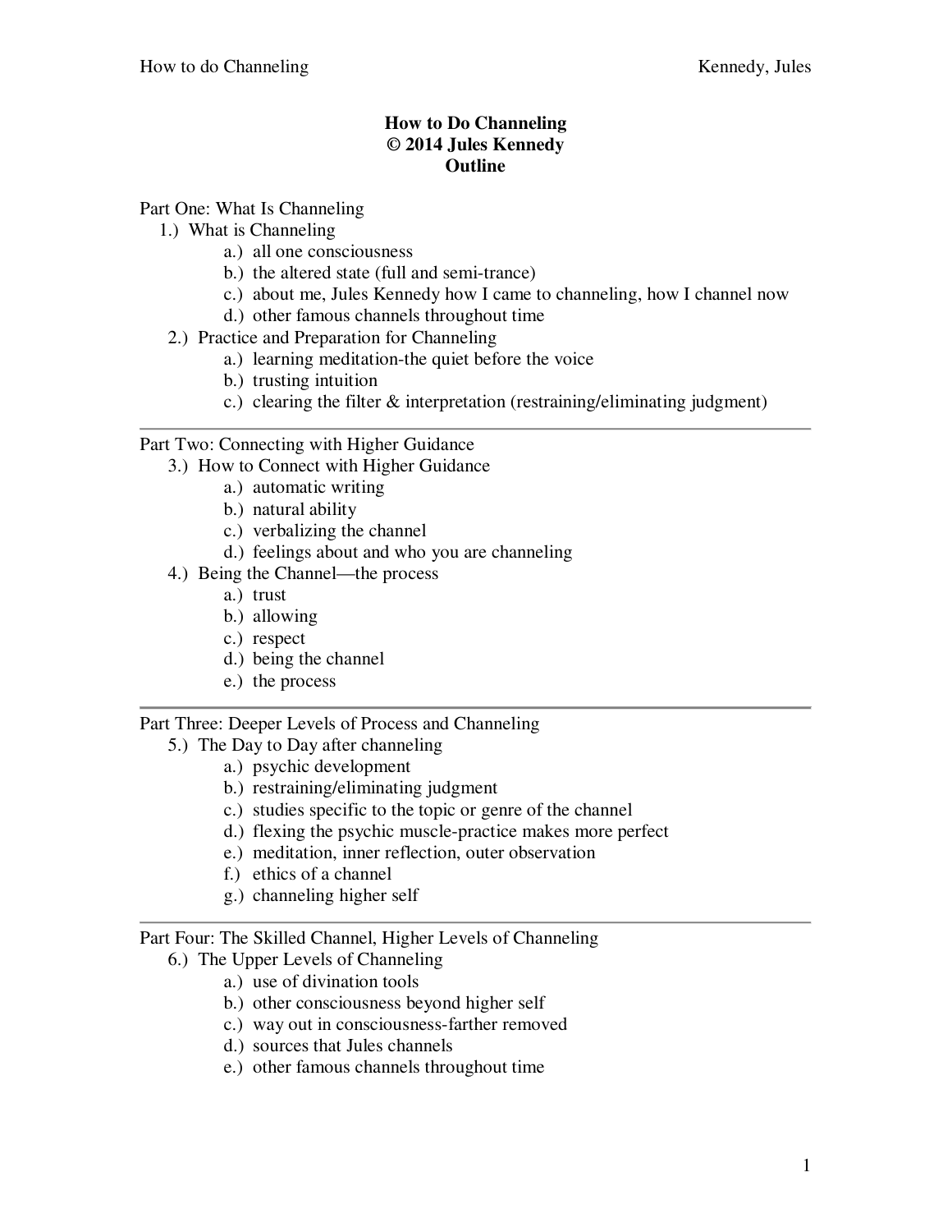# How to Do Channeling
## © 2014 Jules Kennedy
## Outline

Part One: What Is Channeling

1.) What is Channeling
    - a.) all one consciousness
    - b.) the altered state (full and semi-trance)
    - c.) about me, Jules Kennedy how I came to channeling, how I channel now
    - d.) other famous channels throughout time
2.) Practice and Preparation for Channeling
    - a.) learning meditation-the quiet before the voice
    - b.) trusting intuition
    - c.) clearing the filter & interpretation (restraining/eliminating judgment)

---

Part Two: Connecting with Higher Guidance

3.) How to Connect with Higher Guidance
    - a.) automatic writing
    - b.) natural ability
    - c.) verbalizing the channel
    - d.) feelings about and who you are channeling
4.) Being the Channel—the process
    - a.) trust
    - b.) allowing
    - c.) respect
    - d.) being the channel
    - e.) the process

---

Part Three: Deeper Levels of Process and Channeling

5.) The Day to Day after channeling
    - a.) psychic development
    - b.) restraining/eliminating judgment
    - c.) studies specific to the topic or genre of the channel
    - d.) flexing the psychic muscle-practice makes more perfect
    - e.) meditation, inner reflection, outer observation
    - f.) ethics of a channel
    - g.) channeling higher self

---

Part Four: The Skilled Channel, Higher Levels of Channeling

6.) The Upper Levels of Channeling
    - a.) use of divination tools
    - b.) other consciousness beyond higher self
    - c.) way out in consciousness-farther removed
    - d.) sources that Jules channels
    - e.) other famous channels throughout time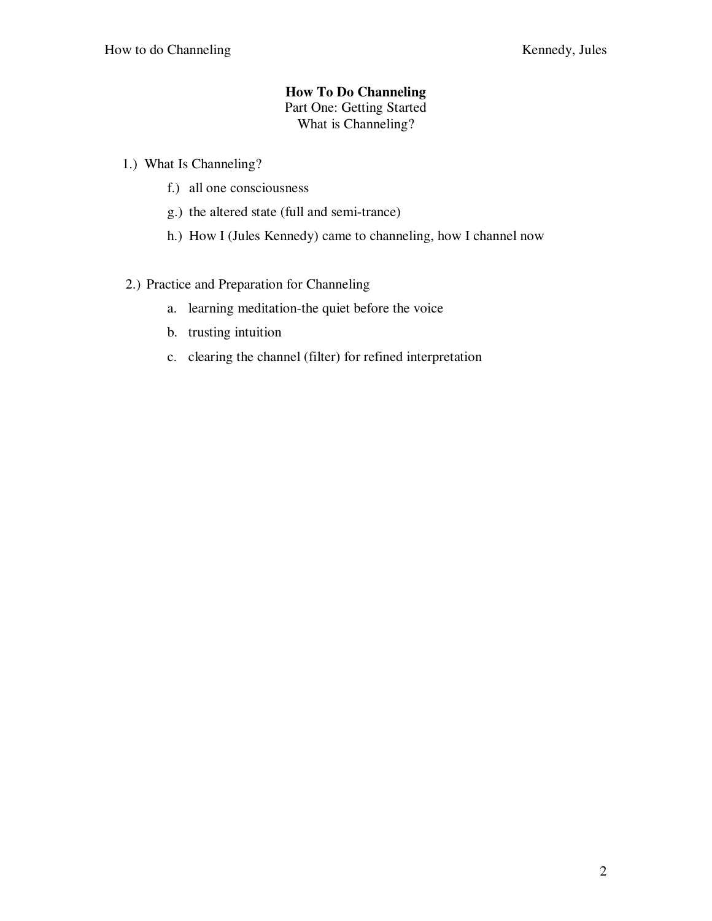# How To Do Channeling

Part One: Getting Started

What is Channeling?

1.) What Is Channeling?

  f.) all one consciousness

  g.) the altered state (full and semi-trance)

  h.) How I (Jules Kennedy) came to channeling, how I channel now

2.) Practice and Preparation for Channeling

  a. learning meditation-the quiet before the voice

  b. trusting intuition

  c. clearing the channel (filter) for refined interpretation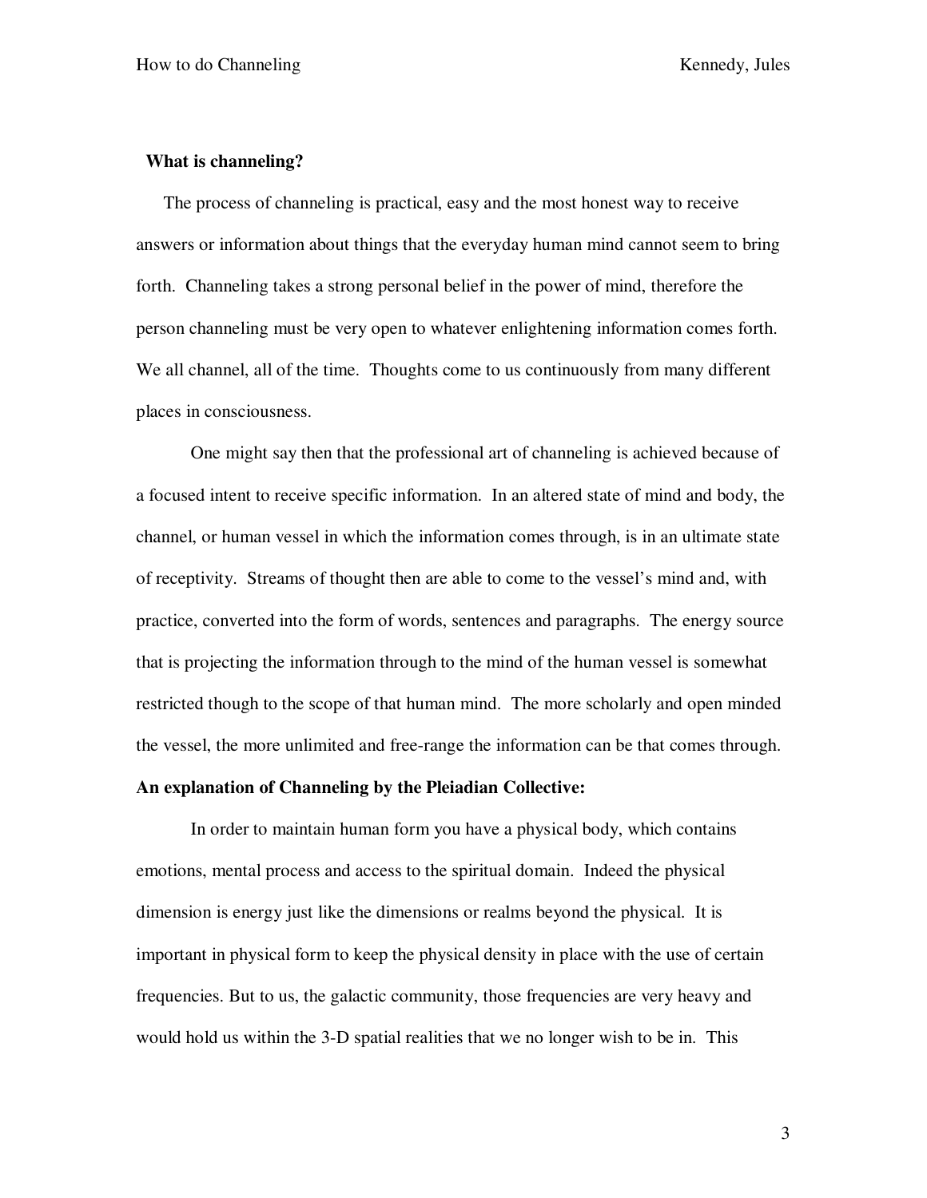**What is channeling?**

The process of channeling is practical, easy and the most honest way to receive answers or information about things that the everyday human mind cannot seem to bring forth. Channeling takes a strong personal belief in the power of mind, therefore the person channeling must be very open to whatever enlightening information comes forth. We all channel, all of the time. Thoughts come to us continuously from many different places in consciousness.

One might say then that the professional art of channeling is achieved because of a focused intent to receive specific information. In an altered state of mind and body, the channel, or human vessel in which the information comes through, is in an ultimate state of receptivity. Streams of thought then are able to come to the vessel's mind and, with practice, converted into the form of words, sentences and paragraphs. The energy source that is projecting the information through to the mind of the human vessel is somewhat restricted though to the scope of that human mind. The more scholarly and open minded the vessel, the more unlimited and free-range the information can be that comes through.

**An explanation of Channeling by the Pleiadian Collective:**

In order to maintain human form you have a physical body, which contains emotions, mental process and access to the spiritual domain. Indeed the physical dimension is energy just like the dimensions or realms beyond the physical. It is important in physical form to keep the physical density in place with the use of certain frequencies. But to us, the galactic community, those frequencies are very heavy and would hold us within the 3-D spatial realities that we no longer wish to be in. This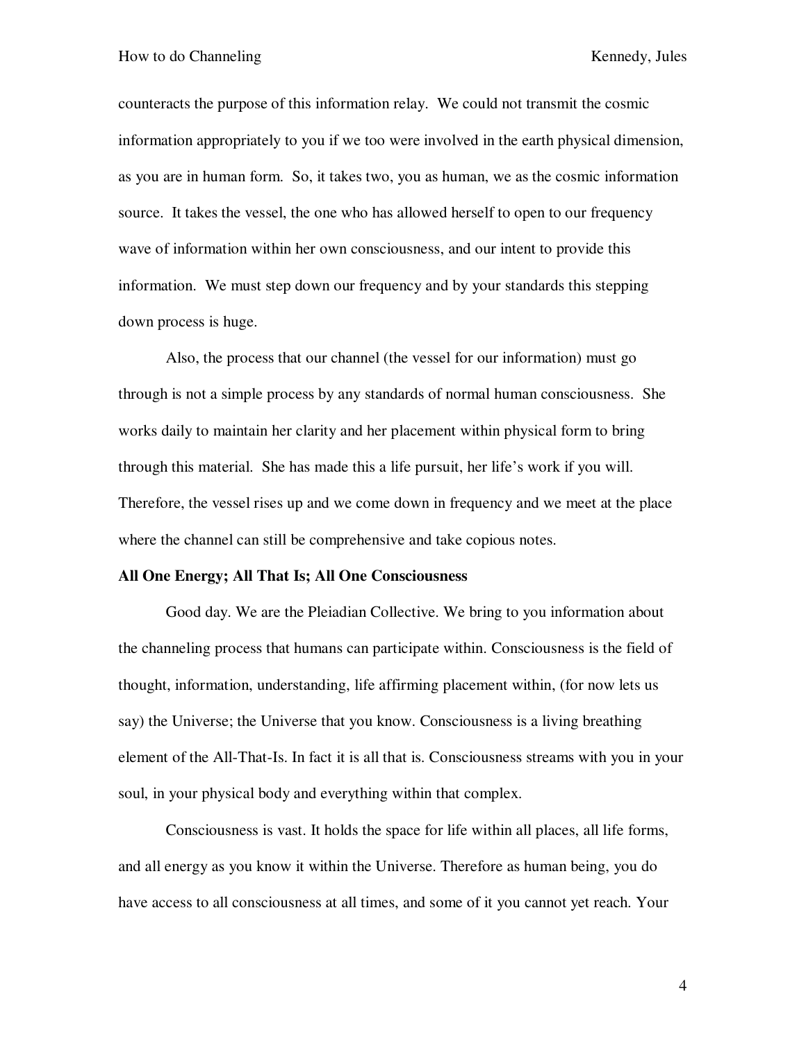counteracts the purpose of this information relay. We could not transmit the cosmic information appropriately to you if we too were involved in the earth physical dimension, as you are in human form. So, it takes two, you as human, we as the cosmic information source. It takes the vessel, the one who has allowed herself to open to our frequency wave of information within her own consciousness, and our intent to provide this information. We must step down our frequency and by your standards this stepping down process is huge.

Also, the process that our channel (the vessel for our information) must go through is not a simple process by any standards of normal human consciousness. She works daily to maintain her clarity and her placement within physical form to bring through this material. She has made this a life pursuit, her life's work if you will. Therefore, the vessel rises up and we come down in frequency and we meet at the place where the channel can still be comprehensive and take copious notes.

**All One Energy; All That Is; All One Consciousness**

Good day. We are the Pleiadian Collective. We bring to you information about the channeling process that humans can participate within. Consciousness is the field of thought, information, understanding, life affirming placement within, (for now lets us say) the Universe; the Universe that you know. Consciousness is a living breathing element of the All-That-Is. In fact it is all that is. Consciousness streams with you in your soul, in your physical body and everything within that complex.

Consciousness is vast. It holds the space for life within all places, all life forms, and all energy as you know it within the Universe. Therefore as human being, you do have access to all consciousness at all times, and some of it you cannot yet reach. Your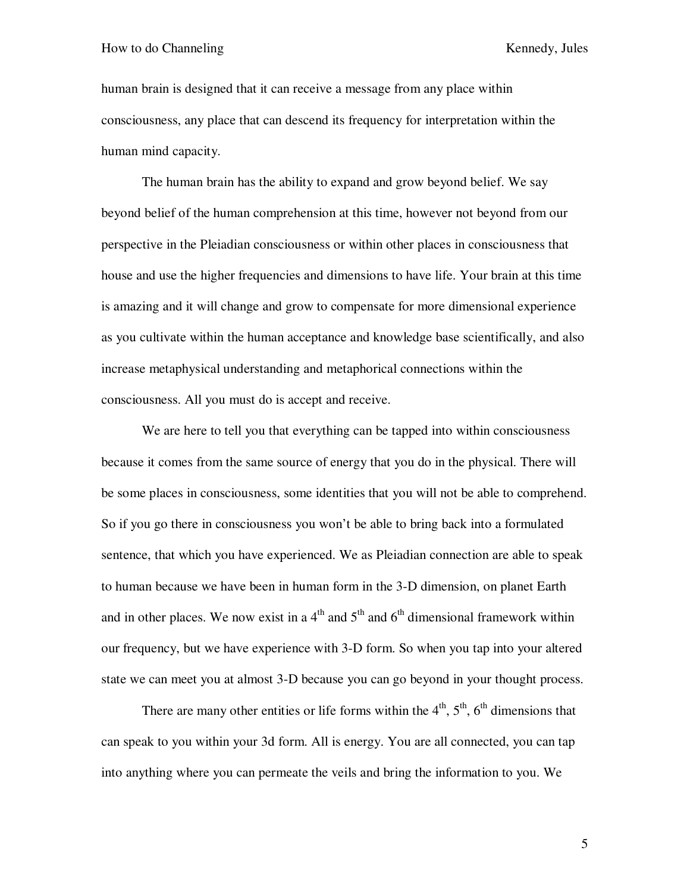human brain is designed that it can receive a message from any place within consciousness, any place that can descend its frequency for interpretation within the human mind capacity.

The human brain has the ability to expand and grow beyond belief. We say beyond belief of the human comprehension at this time, however not beyond from our perspective in the Pleiadian consciousness or within other places in consciousness that house and use the higher frequencies and dimensions to have life. Your brain at this time is amazing and it will change and grow to compensate for more dimensional experience as you cultivate within the human acceptance and knowledge base scientifically, and also increase metaphysical understanding and metaphorical connections within the consciousness. All you must do is accept and receive.

We are here to tell you that everything can be tapped into within consciousness because it comes from the same source of energy that you do in the physical. There will be some places in consciousness, some identities that you will not be able to comprehend. So if you go there in consciousness you won't be able to bring back into a formulated sentence, that which you have experienced. We as Pleiadian connection are able to speak to human because we have been in human form in the 3-D dimension, on planet Earth and in other places. We now exist in a 4th and 5th and 6th dimensional framework within our frequency, but we have experience with 3-D form. So when you tap into your altered state we can meet you at almost 3-D because you can go beyond in your thought process.

There are many other entities or life forms within the 4th, 5th, 6th dimensions that can speak to you within your 3d form. All is energy. You are all connected, you can tap into anything where you can permeate the veils and bring the information to you. We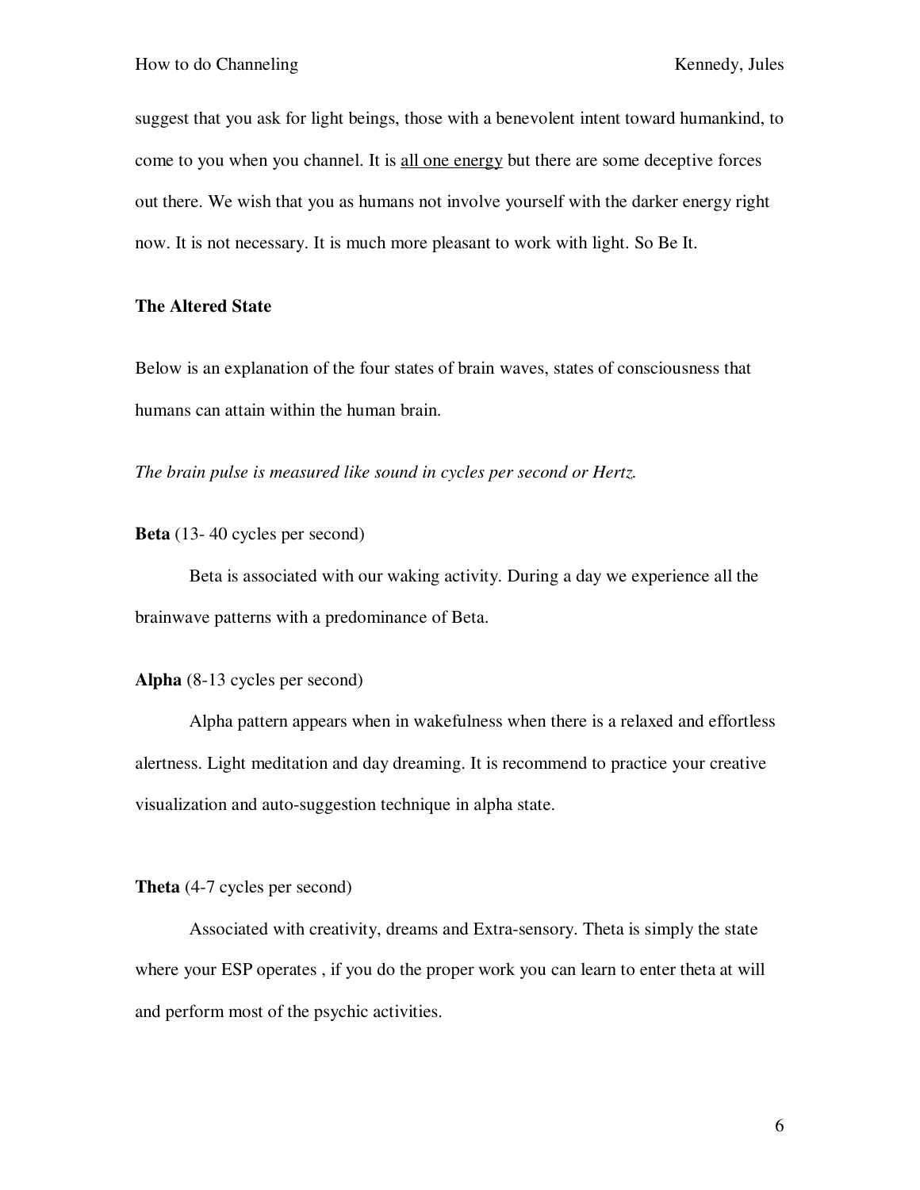suggest that you ask for light beings, those with a benevolent intent toward humankind, to come to you when you channel. It is <u>all one energy</u> but there are some deceptive forces out there. We wish that you as humans not involve yourself with the darker energy right now. It is not necessary. It is much more pleasant to work with light. So Be It.

**The Altered State**

Below is an explanation of the four states of brain waves, states of consciousness that humans can attain within the human brain.

*The brain pulse is measured like sound in cycles per second or Hertz.*

**Beta** (13- 40 cycles per second)

Beta is associated with our waking activity. During a day we experience all the brainwave patterns with a predominance of Beta.

**Alpha** (8-13 cycles per second)

Alpha pattern appears when in wakefulness when there is a relaxed and effortless alertness. Light meditation and day dreaming. It is recommend to practice your creative visualization and auto-suggestion technique in alpha state.

**Theta** (4-7 cycles per second)

Associated with creativity, dreams and Extra-sensory. Theta is simply the state where your ESP operates , if you do the proper work you can learn to enter theta at will and perform most of the psychic activities.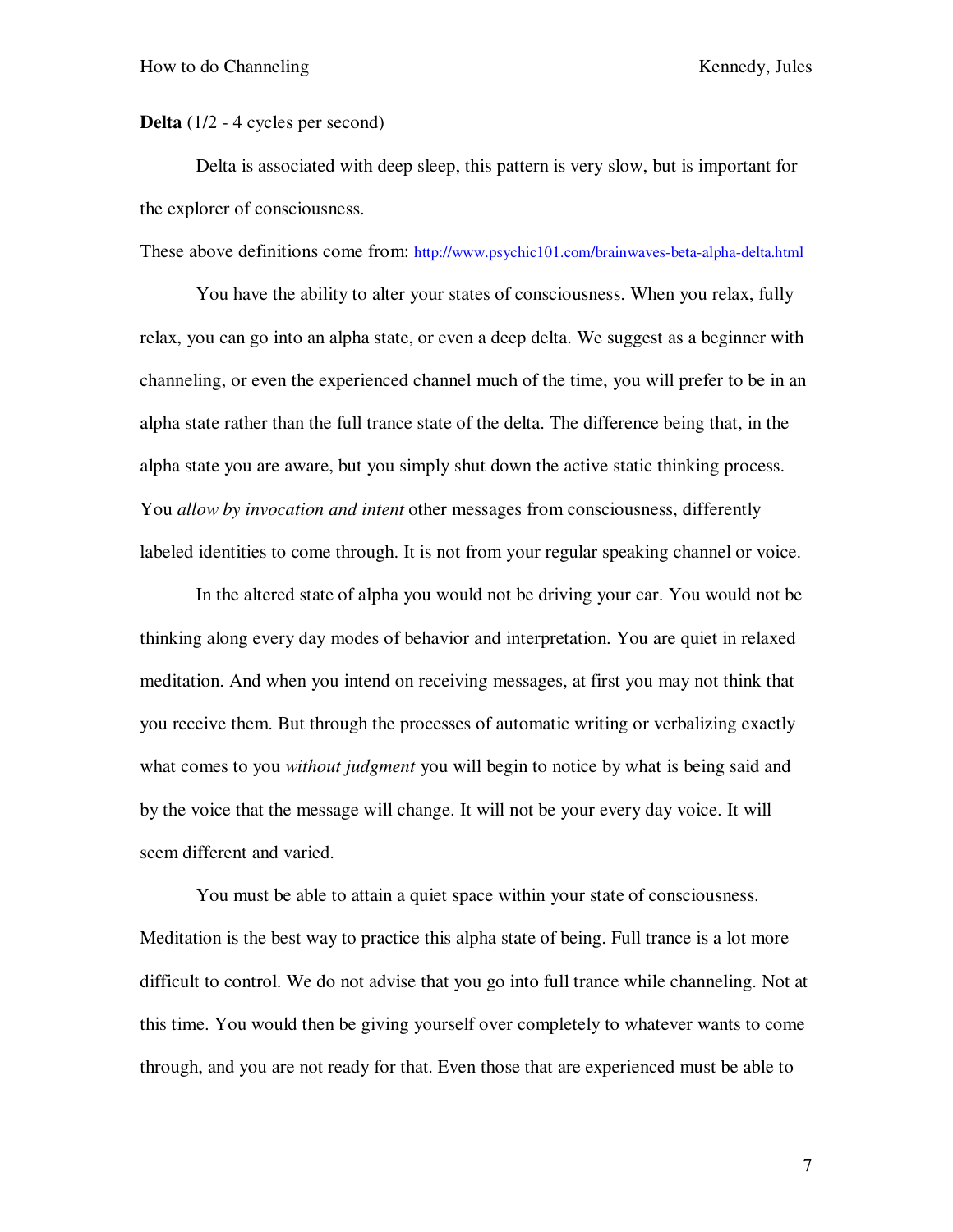**Delta** (1/2 - 4 cycles per second)

Delta is associated with deep sleep, this pattern is very slow, but is important for the explorer of consciousness.

These above definitions come from: http://www.psychic101.com/brainwaves-beta-alpha-delta.html

You have the ability to alter your states of consciousness. When you relax, fully relax, you can go into an alpha state, or even a deep delta. We suggest as a beginner with channeling, or even the experienced channel much of the time, you will prefer to be in an alpha state rather than the full trance state of the delta. The difference being that, in the alpha state you are aware, but you simply shut down the active static thinking process. You *allow by invocation and intent* other messages from consciousness, differently labeled identities to come through. It is not from your regular speaking channel or voice.

In the altered state of alpha you would not be driving your car. You would not be thinking along every day modes of behavior and interpretation. You are quiet in relaxed meditation. And when you intend on receiving messages, at first you may not think that you receive them. But through the processes of automatic writing or verbalizing exactly what comes to you *without judgment* you will begin to notice by what is being said and by the voice that the message will change. It will not be your every day voice. It will seem different and varied.

You must be able to attain a quiet space within your state of consciousness. Meditation is the best way to practice this alpha state of being. Full trance is a lot more difficult to control. We do not advise that you go into full trance while channeling. Not at this time. You would then be giving yourself over completely to whatever wants to come through, and you are not ready for that. Even those that are experienced must be able to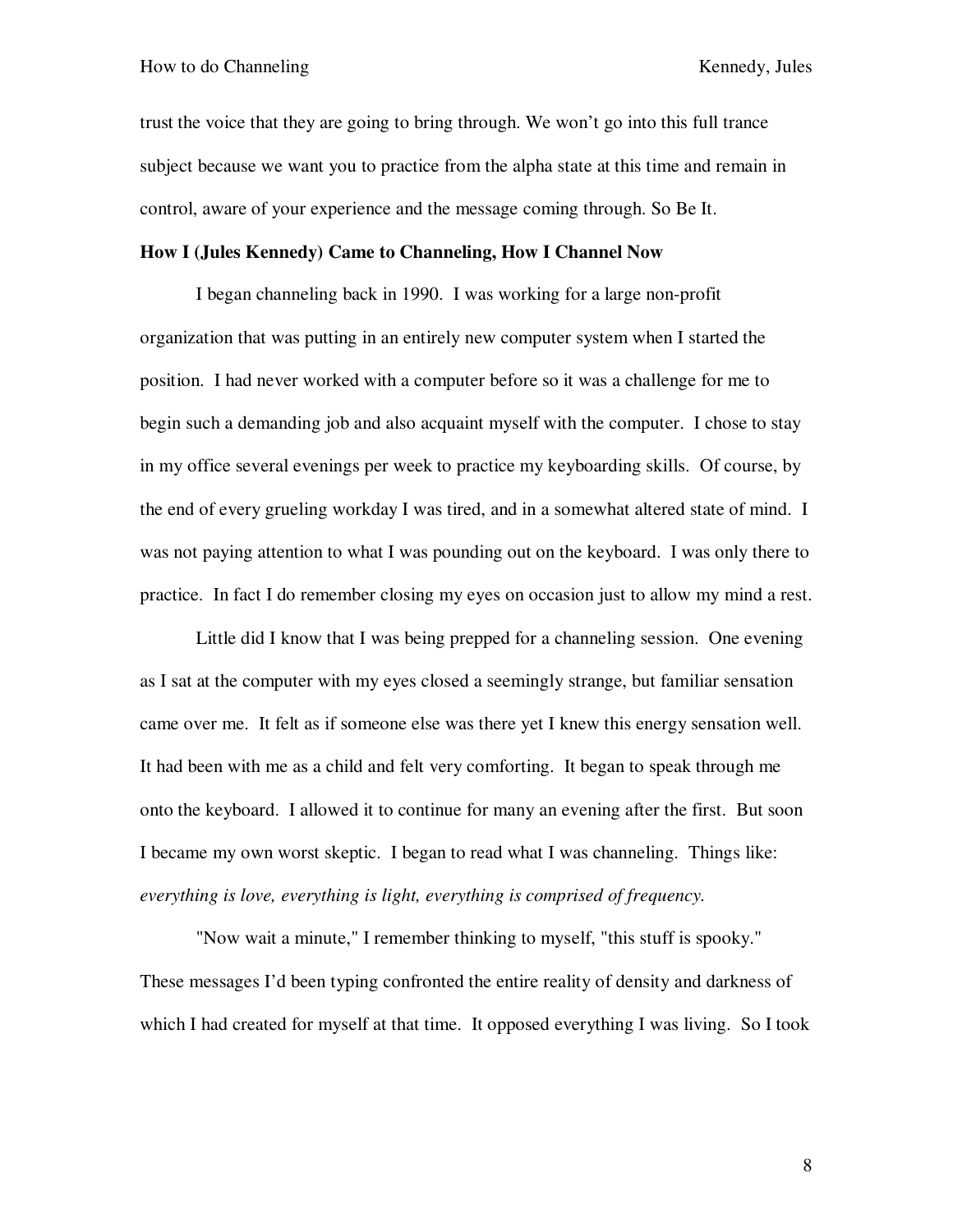trust the voice that they are going to bring through. We won't go into this full trance subject because we want you to practice from the alpha state at this time and remain in control, aware of your experience and the message coming through. So Be It.

**How I (Jules Kennedy) Came to Channeling, How I Channel Now**

I began channeling back in 1990. I was working for a large non-profit organization that was putting in an entirely new computer system when I started the position. I had never worked with a computer before so it was a challenge for me to begin such a demanding job and also acquaint myself with the computer. I chose to stay in my office several evenings per week to practice my keyboarding skills. Of course, by the end of every grueling workday I was tired, and in a somewhat altered state of mind. I was not paying attention to what I was pounding out on the keyboard. I was only there to practice. In fact I do remember closing my eyes on occasion just to allow my mind a rest.

Little did I know that I was being prepped for a channeling session. One evening as I sat at the computer with my eyes closed a seemingly strange, but familiar sensation came over me. It felt as if someone else was there yet I knew this energy sensation well. It had been with me as a child and felt very comforting. It began to speak through me onto the keyboard. I allowed it to continue for many an evening after the first. But soon I became my own worst skeptic. I began to read what I was channeling. Things like: *everything is love, everything is light, everything is comprised of frequency.*

"Now wait a minute," I remember thinking to myself, "this stuff is spooky." These messages I'd been typing confronted the entire reality of density and darkness of which I had created for myself at that time. It opposed everything I was living. So I took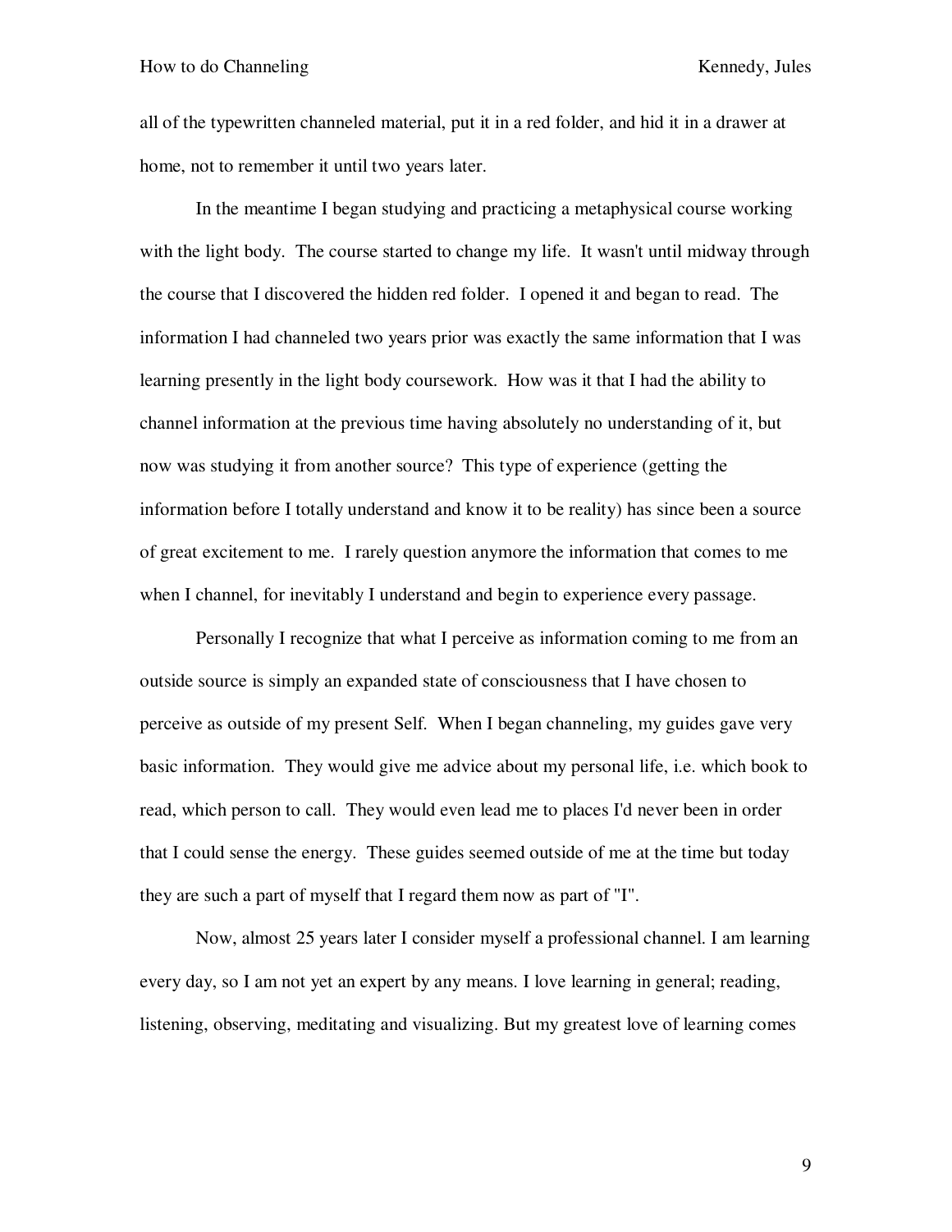all of the typewritten channeled material, put it in a red folder, and hid it in a drawer at home, not to remember it until two years later.

In the meantime I began studying and practicing a metaphysical course working with the light body. The course started to change my life. It wasn't until midway through the course that I discovered the hidden red folder. I opened it and began to read. The information I had channeled two years prior was exactly the same information that I was learning presently in the light body coursework. How was it that I had the ability to channel information at the previous time having absolutely no understanding of it, but now was studying it from another source? This type of experience (getting the information before I totally understand and know it to be reality) has since been a source of great excitement to me. I rarely question anymore the information that comes to me when I channel, for inevitably I understand and begin to experience every passage.

Personally I recognize that what I perceive as information coming to me from an outside source is simply an expanded state of consciousness that I have chosen to perceive as outside of my present Self. When I began channeling, my guides gave very basic information. They would give me advice about my personal life, i.e. which book to read, which person to call. They would even lead me to places I'd never been in order that I could sense the energy. These guides seemed outside of me at the time but today they are such a part of myself that I regard them now as part of "I".

Now, almost 25 years later I consider myself a professional channel. I am learning every day, so I am not yet an expert by any means. I love learning in general; reading, listening, observing, meditating and visualizing. But my greatest love of learning comes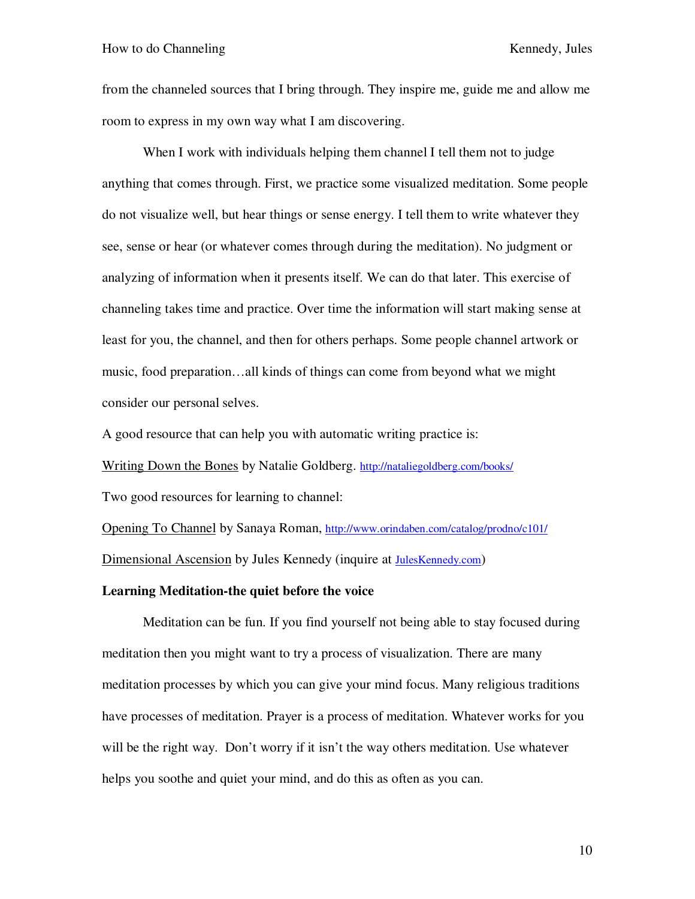from the channeled sources that I bring through. They inspire me, guide me and allow me room to express in my own way what I am discovering.

When I work with individuals helping them channel I tell them not to judge anything that comes through. First, we practice some visualized meditation. Some people do not visualize well, but hear things or sense energy. I tell them to write whatever they see, sense or hear (or whatever comes through during the meditation). No judgment or analyzing of information when it presents itself. We can do that later. This exercise of channeling takes time and practice. Over time the information will start making sense at least for you, the channel, and then for others perhaps. Some people channel artwork or music, food preparation…all kinds of things can come from beyond what we might consider our personal selves.

A good resource that can help you with automatic writing practice is:

Writing Down the Bones by Natalie Goldberg. http://nataliegoldberg.com/books/

Two good resources for learning to channel:

Opening To Channel by Sanaya Roman, http://www.orindaben.com/catalog/prodno/c101/

Dimensional Ascension by Jules Kennedy (inquire at JulesKennedy.com)

**Learning Meditation-the quiet before the voice**

Meditation can be fun. If you find yourself not being able to stay focused during meditation then you might want to try a process of visualization. There are many meditation processes by which you can give your mind focus. Many religious traditions have processes of meditation. Prayer is a process of meditation. Whatever works for you will be the right way. Don't worry if it isn't the way others meditation. Use whatever helps you soothe and quiet your mind, and do this as often as you can.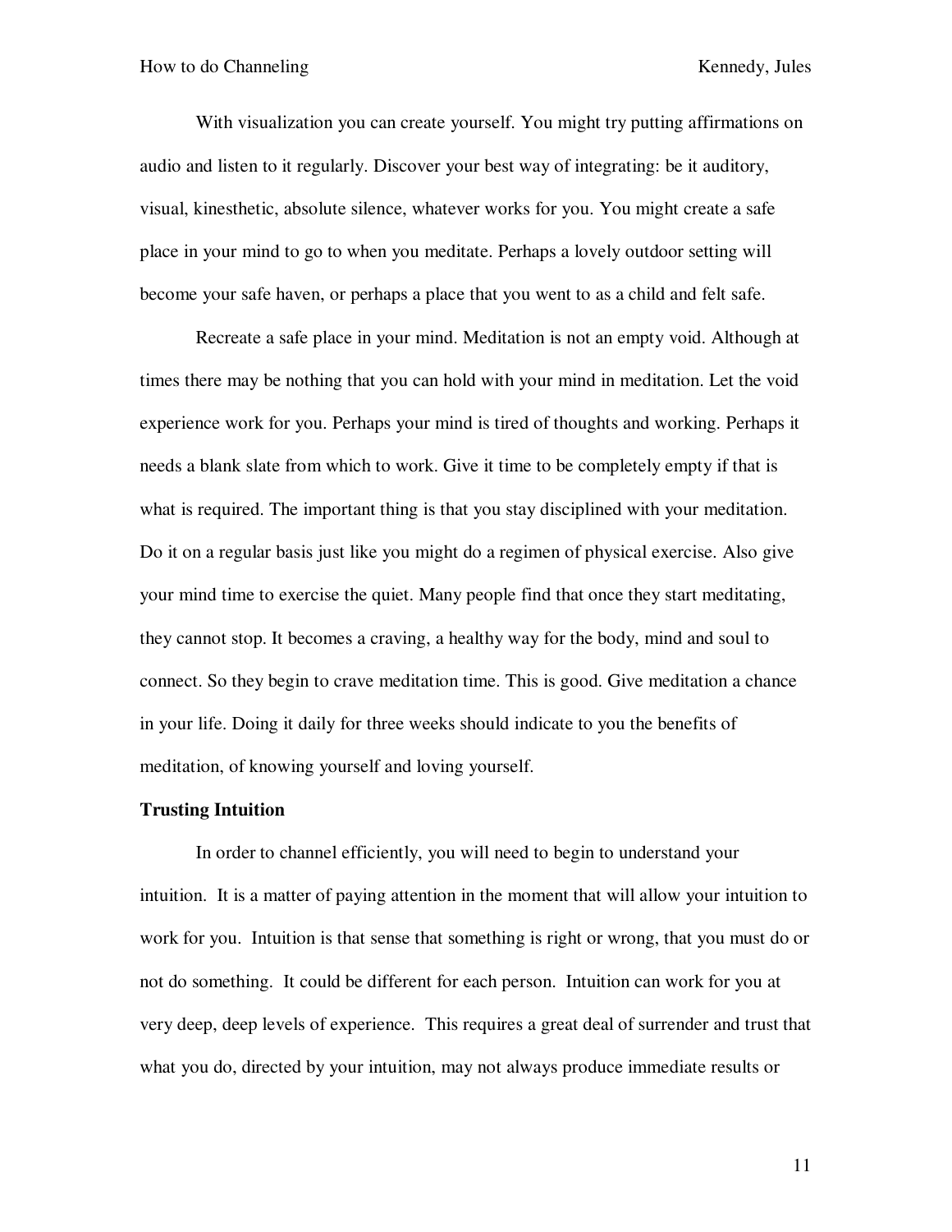With visualization you can create yourself. You might try putting affirmations on audio and listen to it regularly. Discover your best way of integrating: be it auditory, visual, kinesthetic, absolute silence, whatever works for you. You might create a safe place in your mind to go to when you meditate. Perhaps a lovely outdoor setting will become your safe haven, or perhaps a place that you went to as a child and felt safe.

Recreate a safe place in your mind. Meditation is not an empty void. Although at times there may be nothing that you can hold with your mind in meditation. Let the void experience work for you. Perhaps your mind is tired of thoughts and working. Perhaps it needs a blank slate from which to work. Give it time to be completely empty if that is what is required. The important thing is that you stay disciplined with your meditation. Do it on a regular basis just like you might do a regimen of physical exercise. Also give your mind time to exercise the quiet. Many people find that once they start meditating, they cannot stop. It becomes a craving, a healthy way for the body, mind and soul to connect. So they begin to crave meditation time. This is good. Give meditation a chance in your life. Doing it daily for three weeks should indicate to you the benefits of meditation, of knowing yourself and loving yourself.

**Trusting Intuition**

In order to channel efficiently, you will need to begin to understand your intuition. It is a matter of paying attention in the moment that will allow your intuition to work for you. Intuition is that sense that something is right or wrong, that you must do or not do something. It could be different for each person. Intuition can work for you at very deep, deep levels of experience. This requires a great deal of surrender and trust that what you do, directed by your intuition, may not always produce immediate results or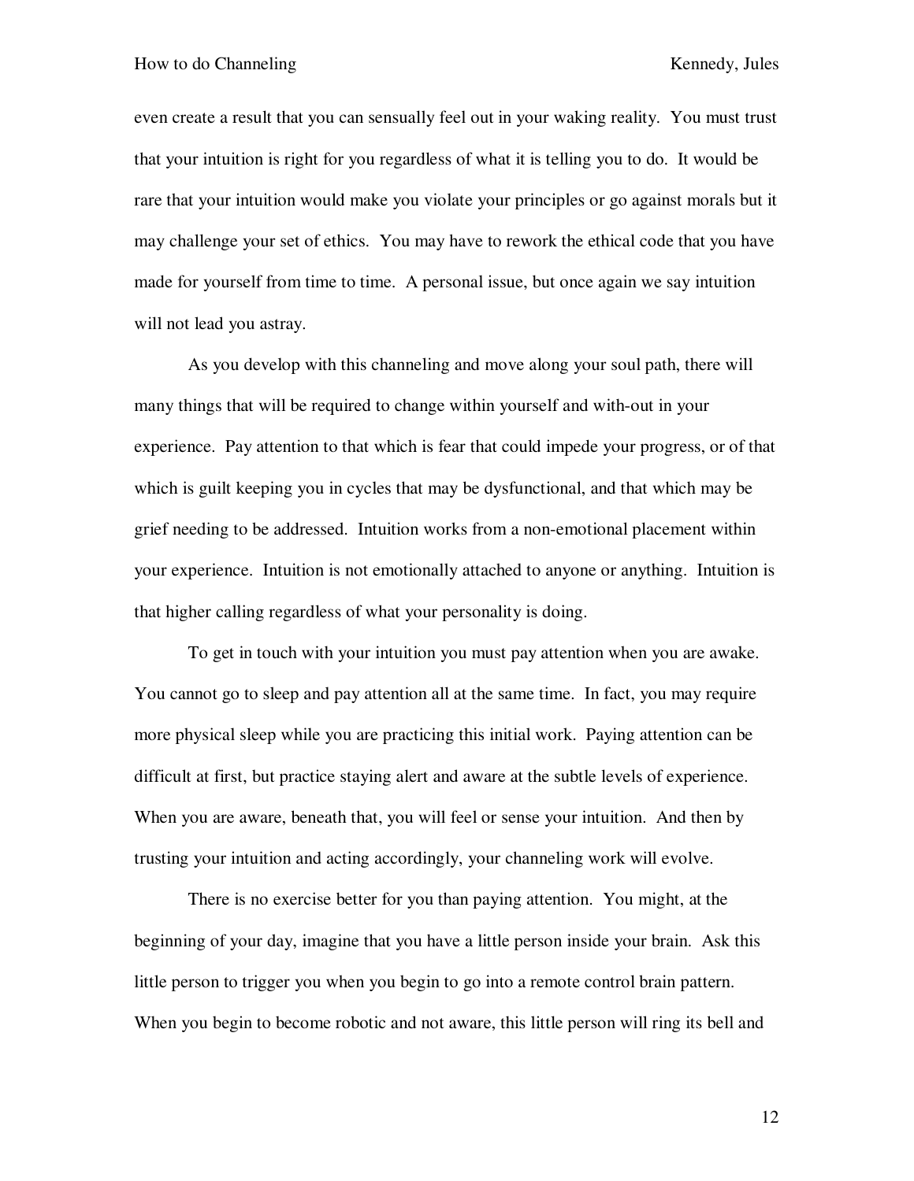even create a result that you can sensually feel out in your waking reality. You must trust that your intuition is right for you regardless of what it is telling you to do. It would be rare that your intuition would make you violate your principles or go against morals but it may challenge your set of ethics. You may have to rework the ethical code that you have made for yourself from time to time. A personal issue, but once again we say intuition will not lead you astray.

As you develop with this channeling and move along your soul path, there will many things that will be required to change within yourself and with-out in your experience. Pay attention to that which is fear that could impede your progress, or of that which is guilt keeping you in cycles that may be dysfunctional, and that which may be grief needing to be addressed. Intuition works from a non-emotional placement within your experience. Intuition is not emotionally attached to anyone or anything. Intuition is that higher calling regardless of what your personality is doing.

To get in touch with your intuition you must pay attention when you are awake. You cannot go to sleep and pay attention all at the same time. In fact, you may require more physical sleep while you are practicing this initial work. Paying attention can be difficult at first, but practice staying alert and aware at the subtle levels of experience. When you are aware, beneath that, you will feel or sense your intuition. And then by trusting your intuition and acting accordingly, your channeling work will evolve.

There is no exercise better for you than paying attention. You might, at the beginning of your day, imagine that you have a little person inside your brain. Ask this little person to trigger you when you begin to go into a remote control brain pattern. When you begin to become robotic and not aware, this little person will ring its bell and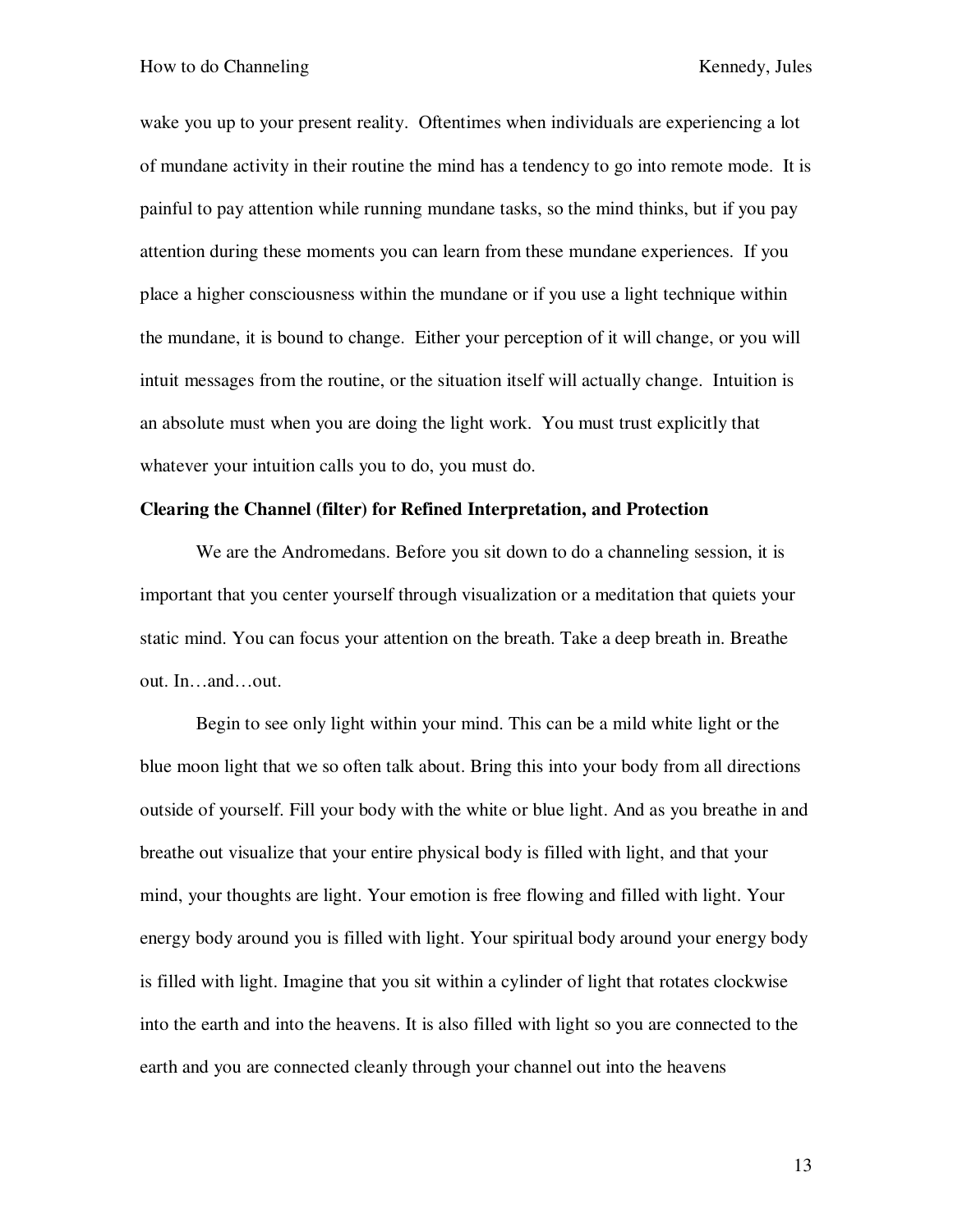wake you up to your present reality. Oftentimes when individuals are experiencing a lot of mundane activity in their routine the mind has a tendency to go into remote mode. It is painful to pay attention while running mundane tasks, so the mind thinks, but if you pay attention during these moments you can learn from these mundane experiences. If you place a higher consciousness within the mundane or if you use a light technique within the mundane, it is bound to change. Either your perception of it will change, or you will intuit messages from the routine, or the situation itself will actually change. Intuition is an absolute must when you are doing the light work. You must trust explicitly that whatever your intuition calls you to do, you must do.

**Clearing the Channel (filter) for Refined Interpretation, and Protection**

We are the Andromedans. Before you sit down to do a channeling session, it is important that you center yourself through visualization or a meditation that quiets your static mind. You can focus your attention on the breath. Take a deep breath in. Breathe out. In…and…out.

Begin to see only light within your mind. This can be a mild white light or the blue moon light that we so often talk about. Bring this into your body from all directions outside of yourself. Fill your body with the white or blue light. And as you breathe in and breathe out visualize that your entire physical body is filled with light, and that your mind, your thoughts are light. Your emotion is free flowing and filled with light. Your energy body around you is filled with light. Your spiritual body around your energy body is filled with light. Imagine that you sit within a cylinder of light that rotates clockwise into the earth and into the heavens. It is also filled with light so you are connected to the earth and you are connected cleanly through your channel out into the heavens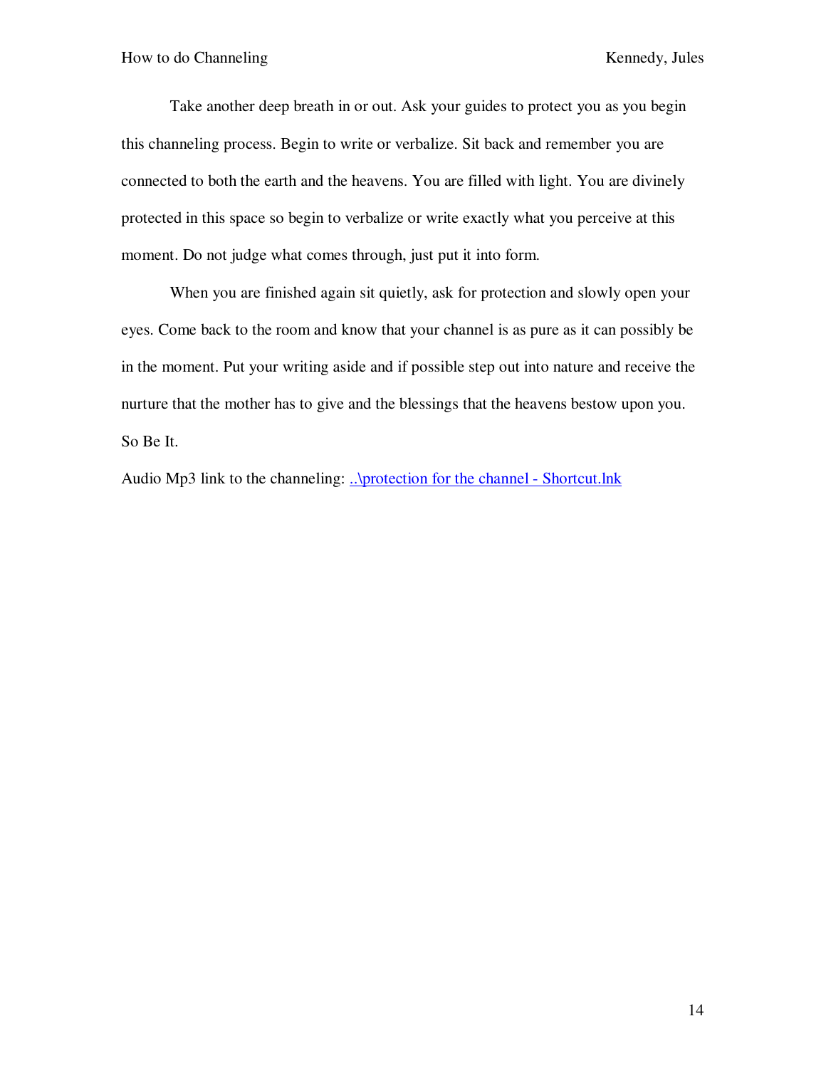Take another deep breath in or out. Ask your guides to protect you as you begin this channeling process. Begin to write or verbalize. Sit back and remember you are connected to both the earth and the heavens. You are filled with light. You are divinely protected in this space so begin to verbalize or write exactly what you perceive at this moment. Do not judge what comes through, just put it into form.

When you are finished again sit quietly, ask for protection and slowly open your eyes. Come back to the room and know that your channel is as pure as it can possibly be in the moment. Put your writing aside and if possible step out into nature and receive the nurture that the mother has to give and the blessings that the heavens bestow upon you. So Be It.

Audio Mp3 link to the channeling: [..\protection for the channel - Shortcut.lnk](..\protection for the channel - Shortcut.lnk)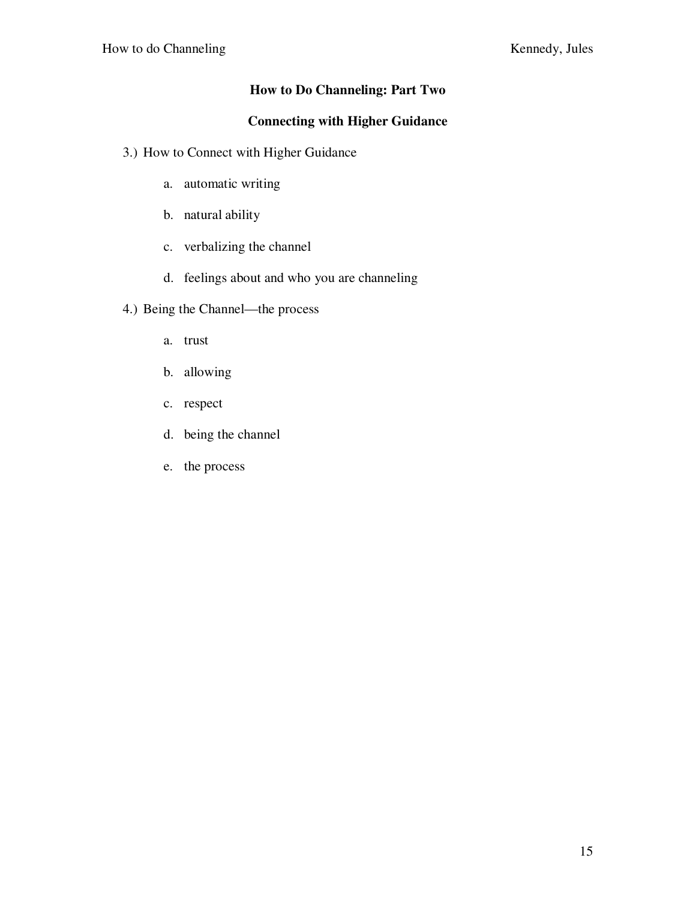## How to Do Channeling: Part Two

## Connecting with Higher Guidance

3.) How to Connect with Higher Guidance

   a. automatic writing

   b. natural ability

   c. verbalizing the channel

   d. feelings about and who you are channeling

4.) Being the Channel—the process

   a. trust

   b. allowing

   c. respect

   d. being the channel

   e. the process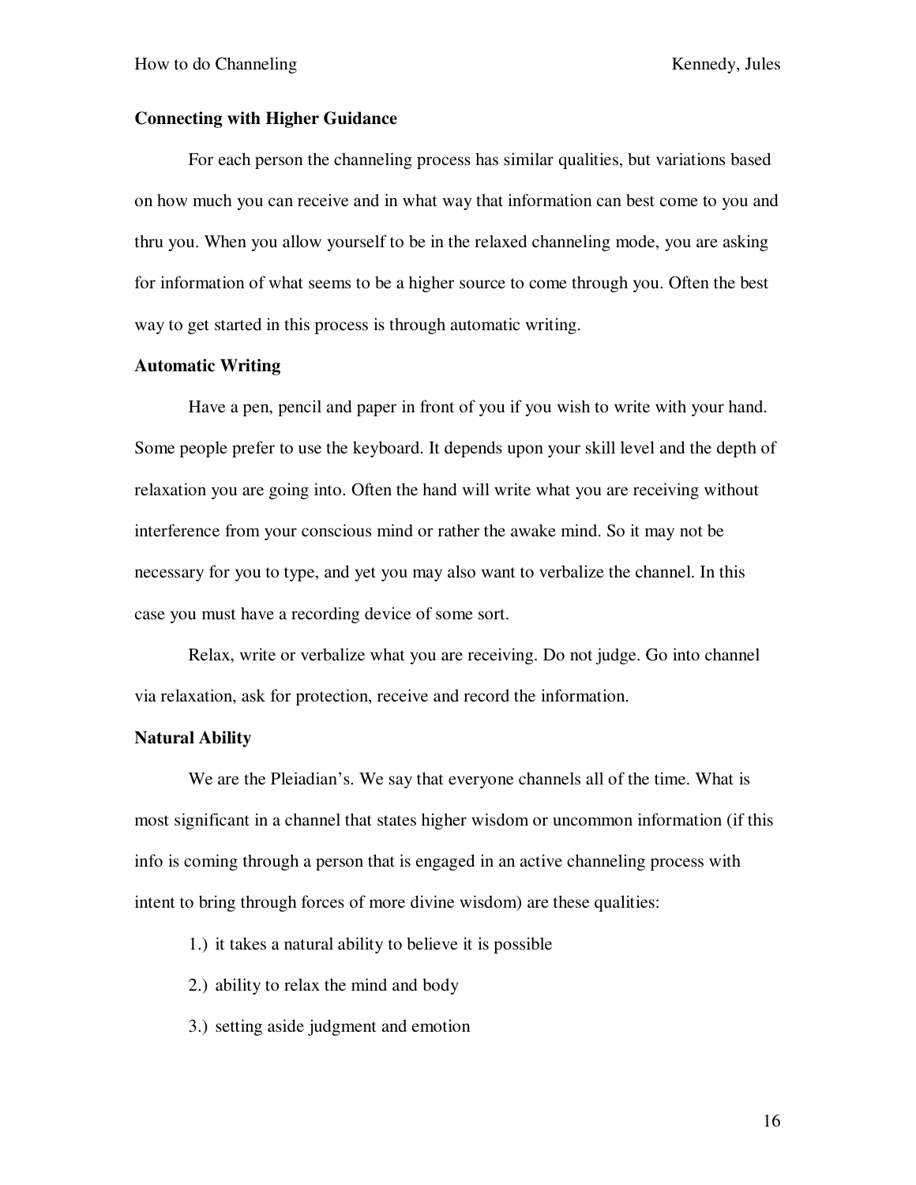**Connecting with Higher Guidance**

For each person the channeling process has similar qualities, but variations based on how much you can receive and in what way that information can best come to you and thru you. When you allow yourself to be in the relaxed channeling mode, you are asking for information of what seems to be a higher source to come through you. Often the best way to get started in this process is through automatic writing.

**Automatic Writing**

Have a pen, pencil and paper in front of you if you wish to write with your hand. Some people prefer to use the keyboard. It depends upon your skill level and the depth of relaxation you are going into. Often the hand will write what you are receiving without interference from your conscious mind or rather the awake mind. So it may not be necessary for you to type, and yet you may also want to verbalize the channel. In this case you must have a recording device of some sort.

Relax, write or verbalize what you are receiving. Do not judge. Go into channel via relaxation, ask for protection, receive and record the information.

**Natural Ability**

We are the Pleiadian's. We say that everyone channels all of the time. What is most significant in a channel that states higher wisdom or uncommon information (if this info is coming through a person that is engaged in an active channeling process with intent to bring through forces of more divine wisdom) are these qualities:

1.) it takes a natural ability to believe it is possible

2.) ability to relax the mind and body

3.) setting aside judgment and emotion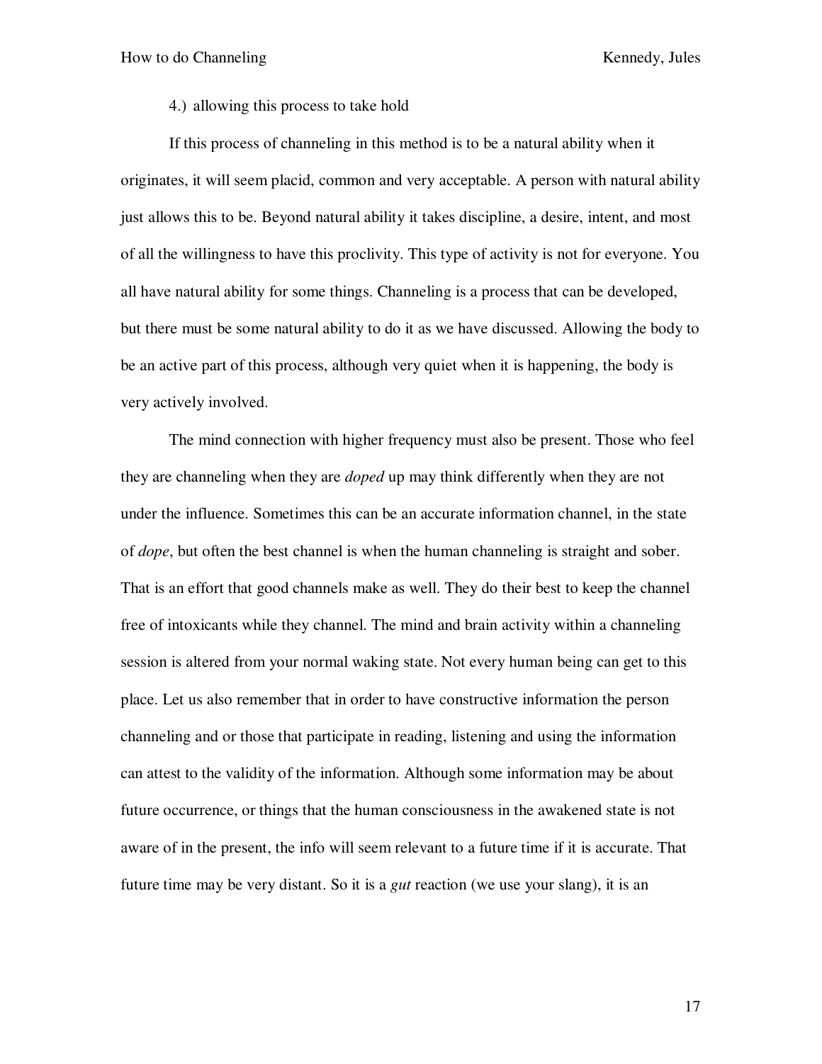4.) allowing this process to take hold

If this process of channeling in this method is to be a natural ability when it originates, it will seem placid, common and very acceptable. A person with natural ability just allows this to be. Beyond natural ability it takes discipline, a desire, intent, and most of all the willingness to have this proclivity. This type of activity is not for everyone. You all have natural ability for some things. Channeling is a process that can be developed, but there must be some natural ability to do it as we have discussed. Allowing the body to be an active part of this process, although very quiet when it is happening, the body is very actively involved.

The mind connection with higher frequency must also be present. Those who feel they are channeling when they are *doped* up may think differently when they are not under the influence. Sometimes this can be an accurate information channel, in the state of *dope*, but often the best channel is when the human channeling is straight and sober. That is an effort that good channels make as well. They do their best to keep the channel free of intoxicants while they channel. The mind and brain activity within a channeling session is altered from your normal waking state. Not every human being can get to this place. Let us also remember that in order to have constructive information the person channeling and or those that participate in reading, listening and using the information can attest to the validity of the information. Although some information may be about future occurrence, or things that the human consciousness in the awakened state is not aware of in the present, the info will seem relevant to a future time if it is accurate. That future time may be very distant. So it is a *gut* reaction (we use your slang), it is an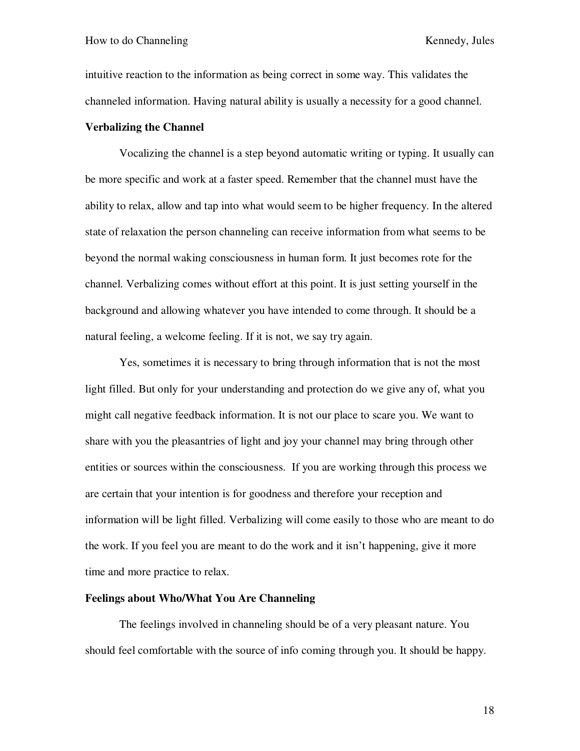intuitive reaction to the information as being correct in some way. This validates the channeled information. Having natural ability is usually a necessity for a good channel.

**Verbalizing the Channel**

Vocalizing the channel is a step beyond automatic writing or typing. It usually can be more specific and work at a faster speed. Remember that the channel must have the ability to relax, allow and tap into what would seem to be higher frequency. In the altered state of relaxation the person channeling can receive information from what seems to be beyond the normal waking consciousness in human form. It just becomes rote for the channel. Verbalizing comes without effort at this point. It is just setting yourself in the background and allowing whatever you have intended to come through. It should be a natural feeling, a welcome feeling. If it is not, we say try again.

Yes, sometimes it is necessary to bring through information that is not the most light filled. But only for your understanding and protection do we give any of, what you might call negative feedback information. It is not our place to scare you. We want to share with you the pleasantries of light and joy your channel may bring through other entities or sources within the consciousness. If you are working through this process we are certain that your intention is for goodness and therefore your reception and information will be light filled. Verbalizing will come easily to those who are meant to do the work. If you feel you are meant to do the work and it isn't happening, give it more time and more practice to relax.

**Feelings about Who/What You Are Channeling**

The feelings involved in channeling should be of a very pleasant nature. You should feel comfortable with the source of info coming through you. It should be happy.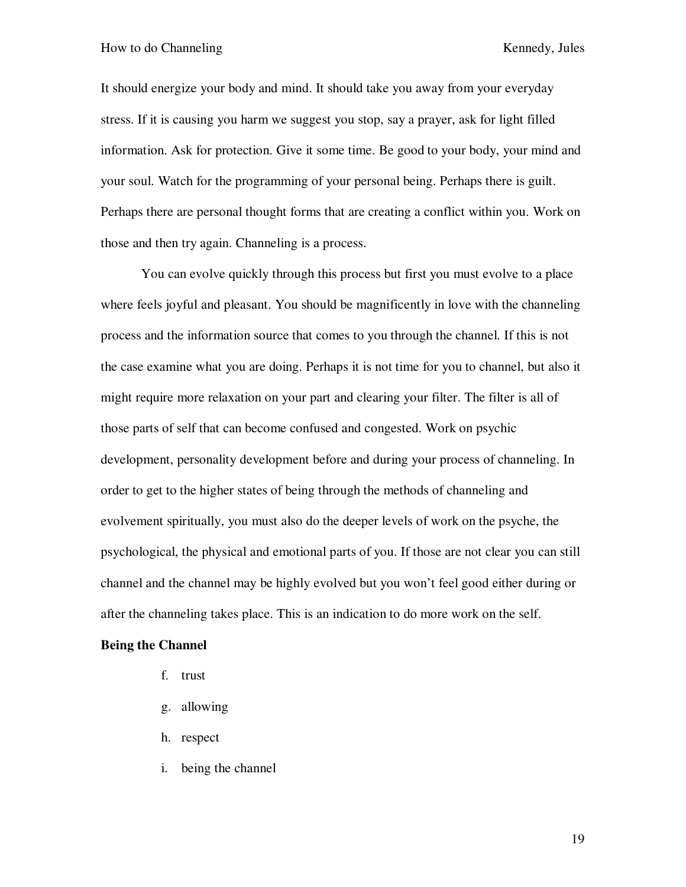It should energize your body and mind. It should take you away from your everyday stress. If it is causing you harm we suggest you stop, say a prayer, ask for light filled information. Ask for protection. Give it some time. Be good to your body, your mind and your soul. Watch for the programming of your personal being. Perhaps there is guilt. Perhaps there are personal thought forms that are creating a conflict within you. Work on those and then try again. Channeling is a process.

You can evolve quickly through this process but first you must evolve to a place where feels joyful and pleasant. You should be magnificently in love with the channeling process and the information source that comes to you through the channel. If this is not the case examine what you are doing. Perhaps it is not time for you to channel, but also it might require more relaxation on your part and clearing your filter. The filter is all of those parts of self that can become confused and congested. Work on psychic development, personality development before and during your process of channeling. In order to get to the higher states of being through the methods of channeling and evolvement spiritually, you must also do the deeper levels of work on the psyche, the psychological, the physical and emotional parts of you. If those are not clear you can still channel and the channel may be highly evolved but you won't feel good either during or after the channeling takes place. This is an indication to do more work on the self.

**Being the Channel**

f. trust
g. allowing
h. respect
i. being the channel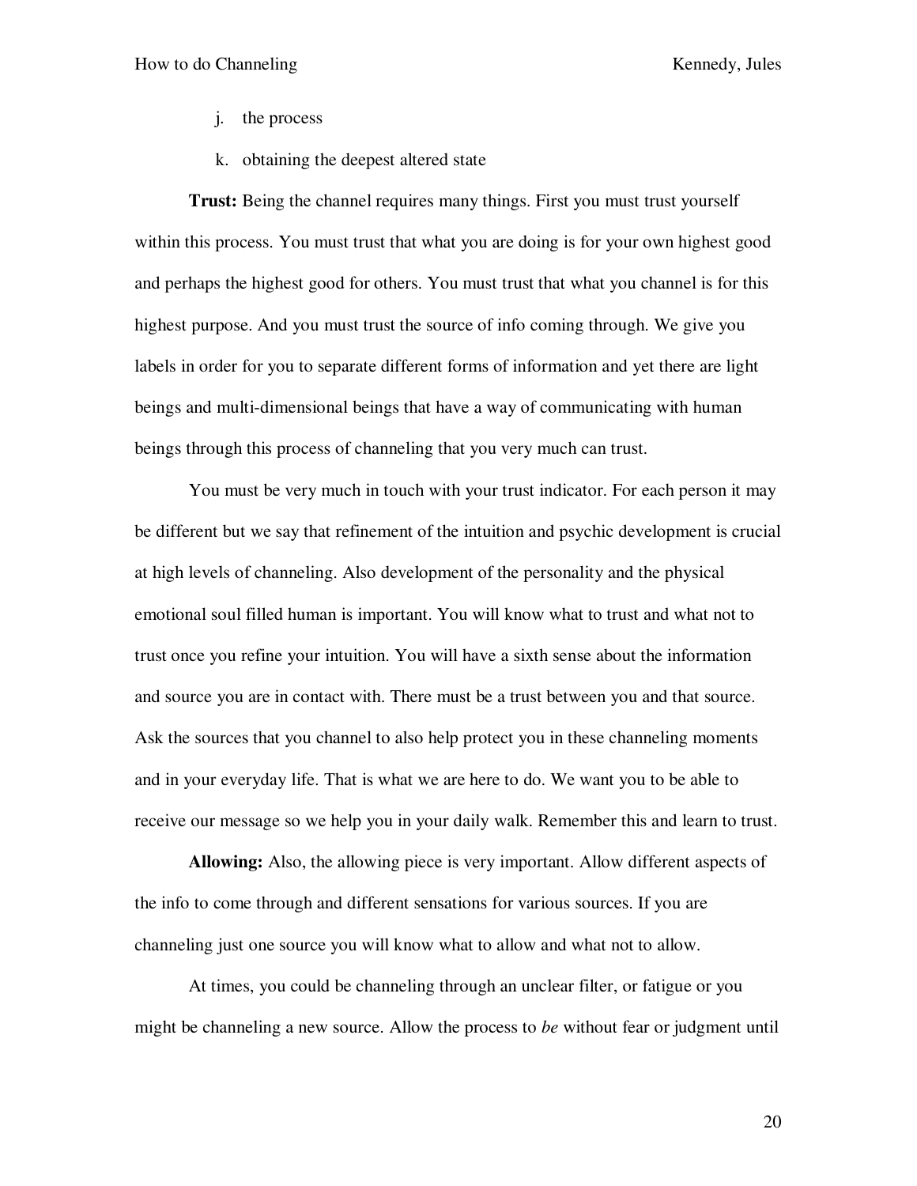j. the process

k. obtaining the deepest altered state

**Trust:** Being the channel requires many things. First you must trust yourself within this process. You must trust that what you are doing is for your own highest good and perhaps the highest good for others. You must trust that what you channel is for this highest purpose. And you must trust the source of info coming through. We give you labels in order for you to separate different forms of information and yet there are light beings and multi-dimensional beings that have a way of communicating with human beings through this process of channeling that you very much can trust.

You must be very much in touch with your trust indicator. For each person it may be different but we say that refinement of the intuition and psychic development is crucial at high levels of channeling. Also development of the personality and the physical emotional soul filled human is important. You will know what to trust and what not to trust once you refine your intuition. You will have a sixth sense about the information and source you are in contact with. There must be a trust between you and that source. Ask the sources that you channel to also help protect you in these channeling moments and in your everyday life. That is what we are here to do. We want you to be able to receive our message so we help you in your daily walk. Remember this and learn to trust.

**Allowing:** Also, the allowing piece is very important. Allow different aspects of the info to come through and different sensations for various sources. If you are channeling just one source you will know what to allow and what not to allow.

At times, you could be channeling through an unclear filter, or fatigue or you might be channeling a new source. Allow the process to *be* without fear or judgment until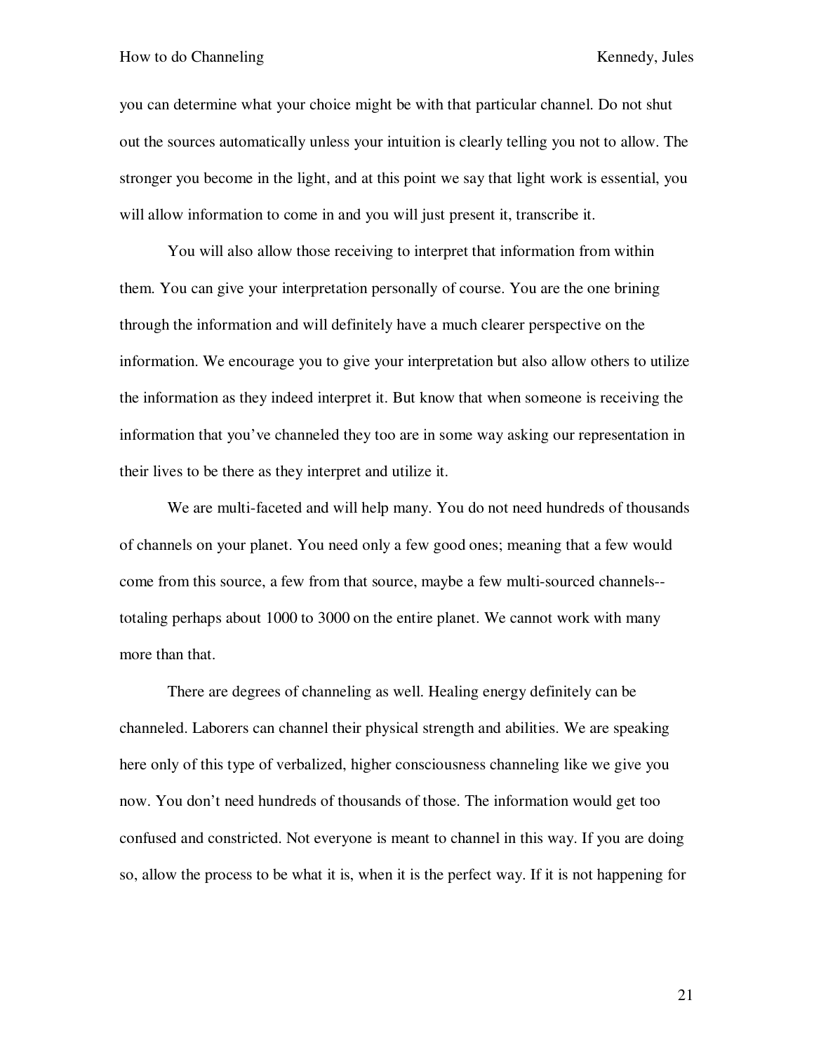you can determine what your choice might be with that particular channel. Do not shut out the sources automatically unless your intuition is clearly telling you not to allow. The stronger you become in the light, and at this point we say that light work is essential, you will allow information to come in and you will just present it, transcribe it.

You will also allow those receiving to interpret that information from within them. You can give your interpretation personally of course. You are the one brining through the information and will definitely have a much clearer perspective on the information. We encourage you to give your interpretation but also allow others to utilize the information as they indeed interpret it. But know that when someone is receiving the information that you've channeled they too are in some way asking our representation in their lives to be there as they interpret and utilize it.

We are multi-faceted and will help many. You do not need hundreds of thousands of channels on your planet. You need only a few good ones; meaning that a few would come from this source, a few from that source, maybe a few multi-sourced channels--totaling perhaps about 1000 to 3000 on the entire planet. We cannot work with many more than that.

There are degrees of channeling as well. Healing energy definitely can be channeled. Laborers can channel their physical strength and abilities. We are speaking here only of this type of verbalized, higher consciousness channeling like we give you now. You don't need hundreds of thousands of those. The information would get too confused and constricted. Not everyone is meant to channel in this way. If you are doing so, allow the process to be what it is, when it is the perfect way. If it is not happening for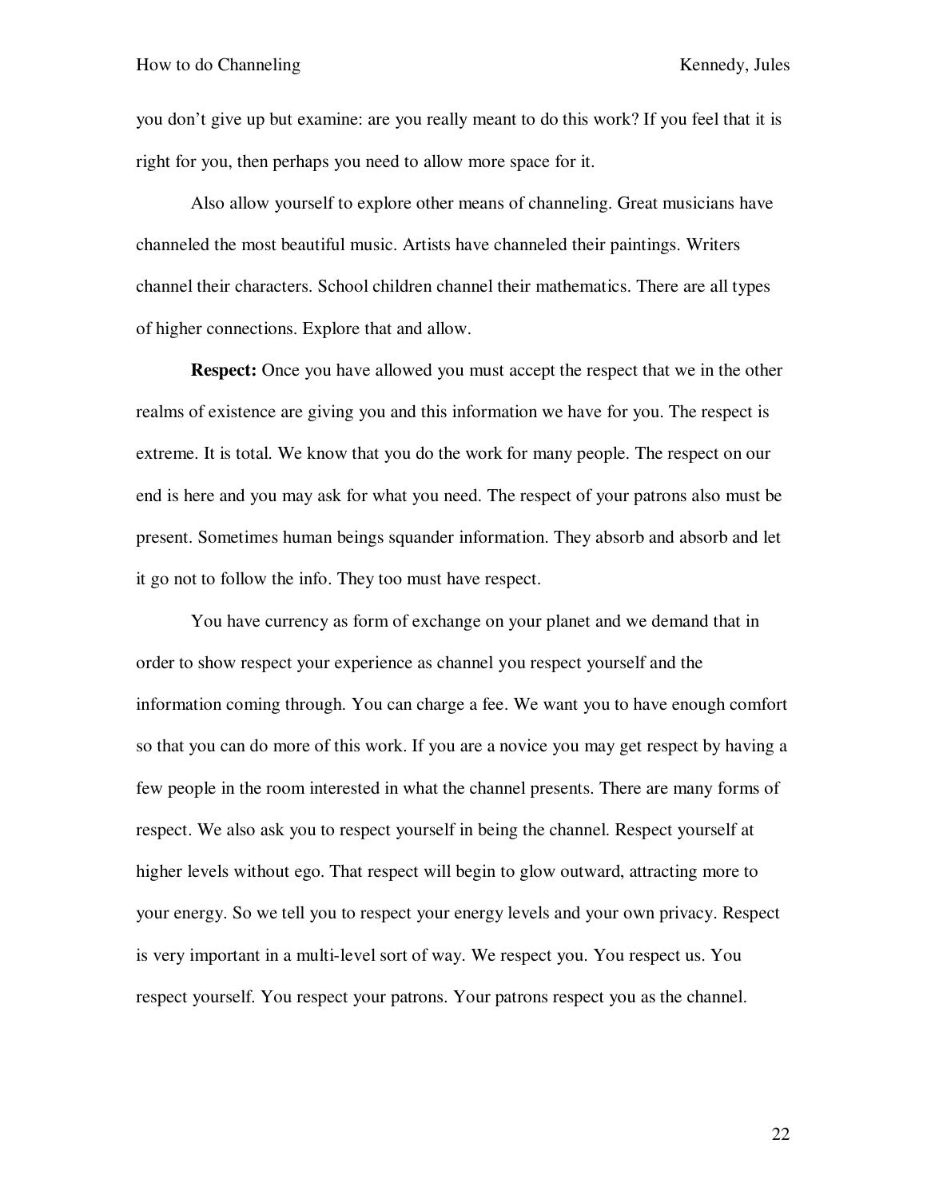you don't give up but examine: are you really meant to do this work? If you feel that it is right for you, then perhaps you need to allow more space for it.

Also allow yourself to explore other means of channeling. Great musicians have channeled the most beautiful music. Artists have channeled their paintings. Writers channel their characters. School children channel their mathematics. There are all types of higher connections. Explore that and allow.

**Respect:** Once you have allowed you must accept the respect that we in the other realms of existence are giving you and this information we have for you. The respect is extreme. It is total. We know that you do the work for many people. The respect on our end is here and you may ask for what you need. The respect of your patrons also must be present. Sometimes human beings squander information. They absorb and absorb and let it go not to follow the info. They too must have respect.

You have currency as form of exchange on your planet and we demand that in order to show respect your experience as channel you respect yourself and the information coming through. You can charge a fee. We want you to have enough comfort so that you can do more of this work. If you are a novice you may get respect by having a few people in the room interested in what the channel presents. There are many forms of respect. We also ask you to respect yourself in being the channel. Respect yourself at higher levels without ego. That respect will begin to glow outward, attracting more to your energy. So we tell you to respect your energy levels and your own privacy. Respect is very important in a multi-level sort of way. We respect you. You respect us. You respect yourself. You respect your patrons. Your patrons respect you as the channel.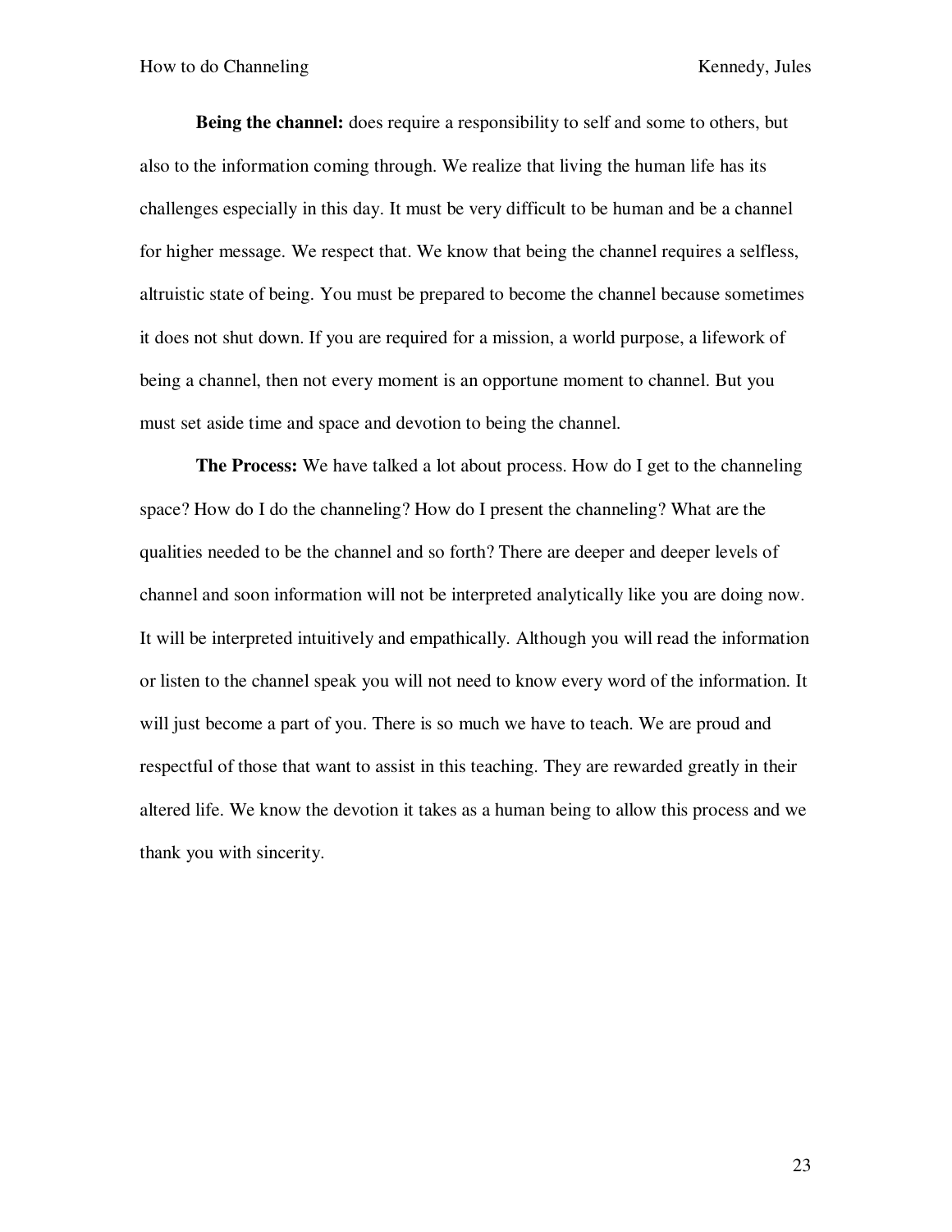**Being the channel:** does require a responsibility to self and some to others, but also to the information coming through. We realize that living the human life has its challenges especially in this day. It must be very difficult to be human and be a channel for higher message. We respect that. We know that being the channel requires a selfless, altruistic state of being. You must be prepared to become the channel because sometimes it does not shut down. If you are required for a mission, a world purpose, a lifework of being a channel, then not every moment is an opportune moment to channel. But you must set aside time and space and devotion to being the channel.

**The Process:** We have talked a lot about process. How do I get to the channeling space? How do I do the channeling? How do I present the channeling? What are the qualities needed to be the channel and so forth? There are deeper and deeper levels of channel and soon information will not be interpreted analytically like you are doing now. It will be interpreted intuitively and empathically. Although you will read the information or listen to the channel speak you will not need to know every word of the information. It will just become a part of you. There is so much we have to teach. We are proud and respectful of those that want to assist in this teaching. They are rewarded greatly in their altered life. We know the devotion it takes as a human being to allow this process and we thank you with sincerity.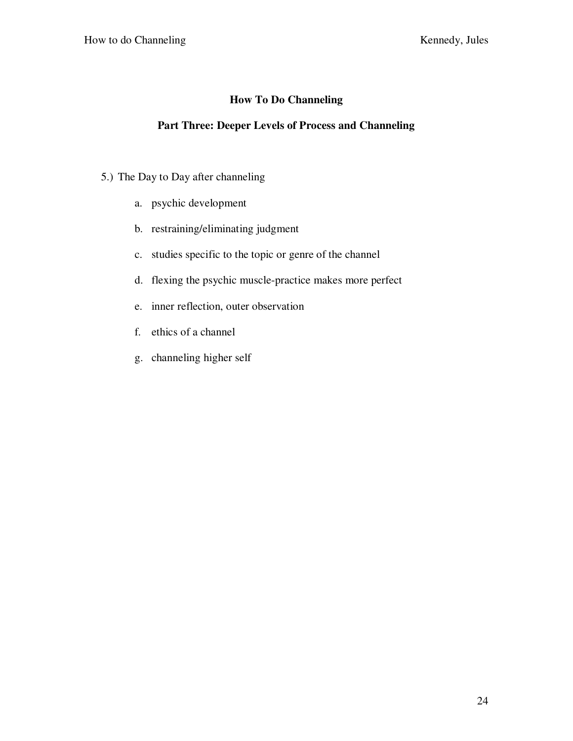## How To Do Channeling

## Part Three: Deeper Levels of Process and Channeling

5.) The Day to Day after channeling

   a. psychic development

   b. restraining/eliminating judgment

   c. studies specific to the topic or genre of the channel

   d. flexing the psychic muscle-practice makes more perfect

   e. inner reflection, outer observation

   f. ethics of a channel

   g. channeling higher self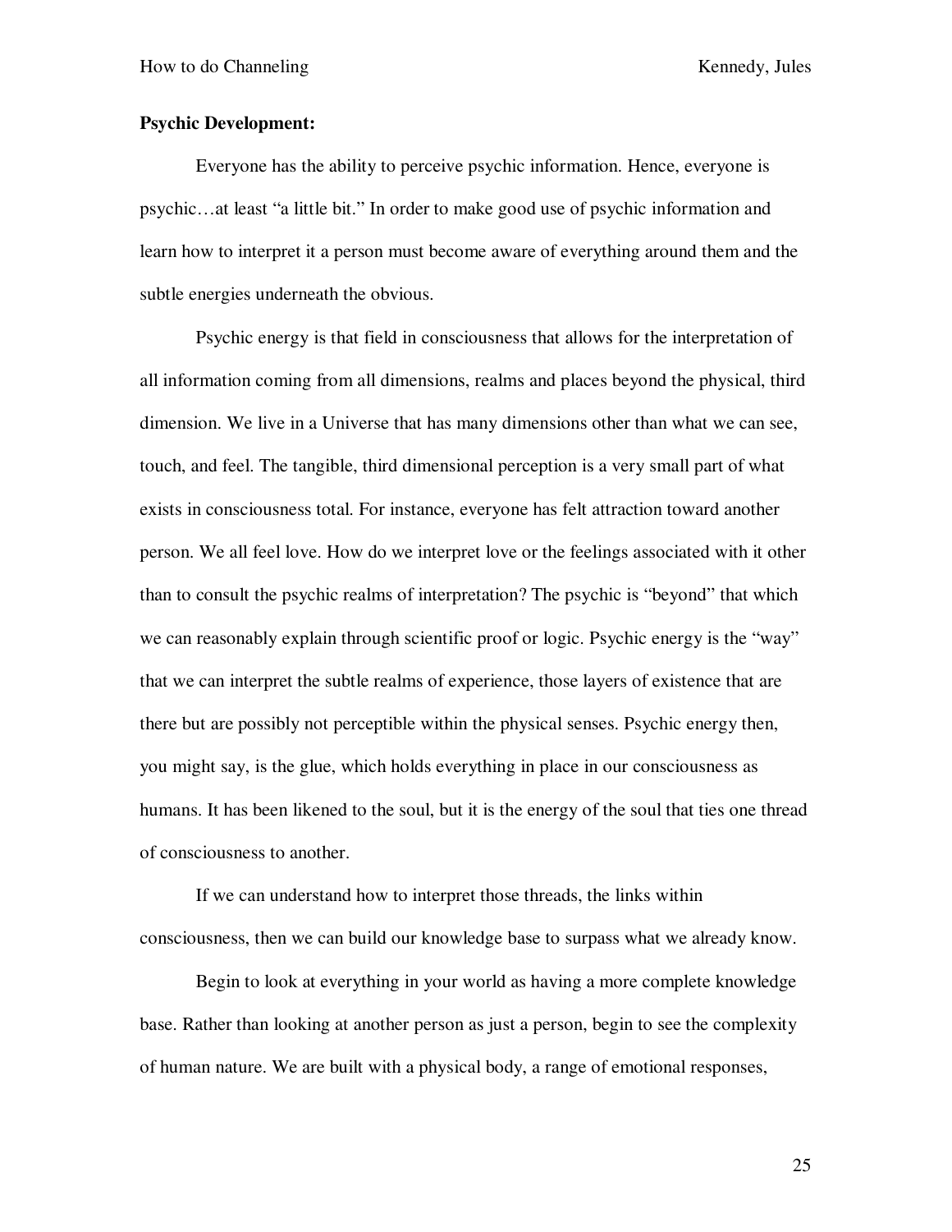**Psychic Development:**

Everyone has the ability to perceive psychic information. Hence, everyone is psychic…at least "a little bit." In order to make good use of psychic information and learn how to interpret it a person must become aware of everything around them and the subtle energies underneath the obvious.

Psychic energy is that field in consciousness that allows for the interpretation of all information coming from all dimensions, realms and places beyond the physical, third dimension. We live in a Universe that has many dimensions other than what we can see, touch, and feel. The tangible, third dimensional perception is a very small part of what exists in consciousness total. For instance, everyone has felt attraction toward another person. We all feel love. How do we interpret love or the feelings associated with it other than to consult the psychic realms of interpretation? The psychic is "beyond" that which we can reasonably explain through scientific proof or logic. Psychic energy is the "way" that we can interpret the subtle realms of experience, those layers of existence that are there but are possibly not perceptible within the physical senses. Psychic energy then, you might say, is the glue, which holds everything in place in our consciousness as humans. It has been likened to the soul, but it is the energy of the soul that ties one thread of consciousness to another.

If we can understand how to interpret those threads, the links within consciousness, then we can build our knowledge base to surpass what we already know.

Begin to look at everything in your world as having a more complete knowledge base. Rather than looking at another person as just a person, begin to see the complexity of human nature. We are built with a physical body, a range of emotional responses,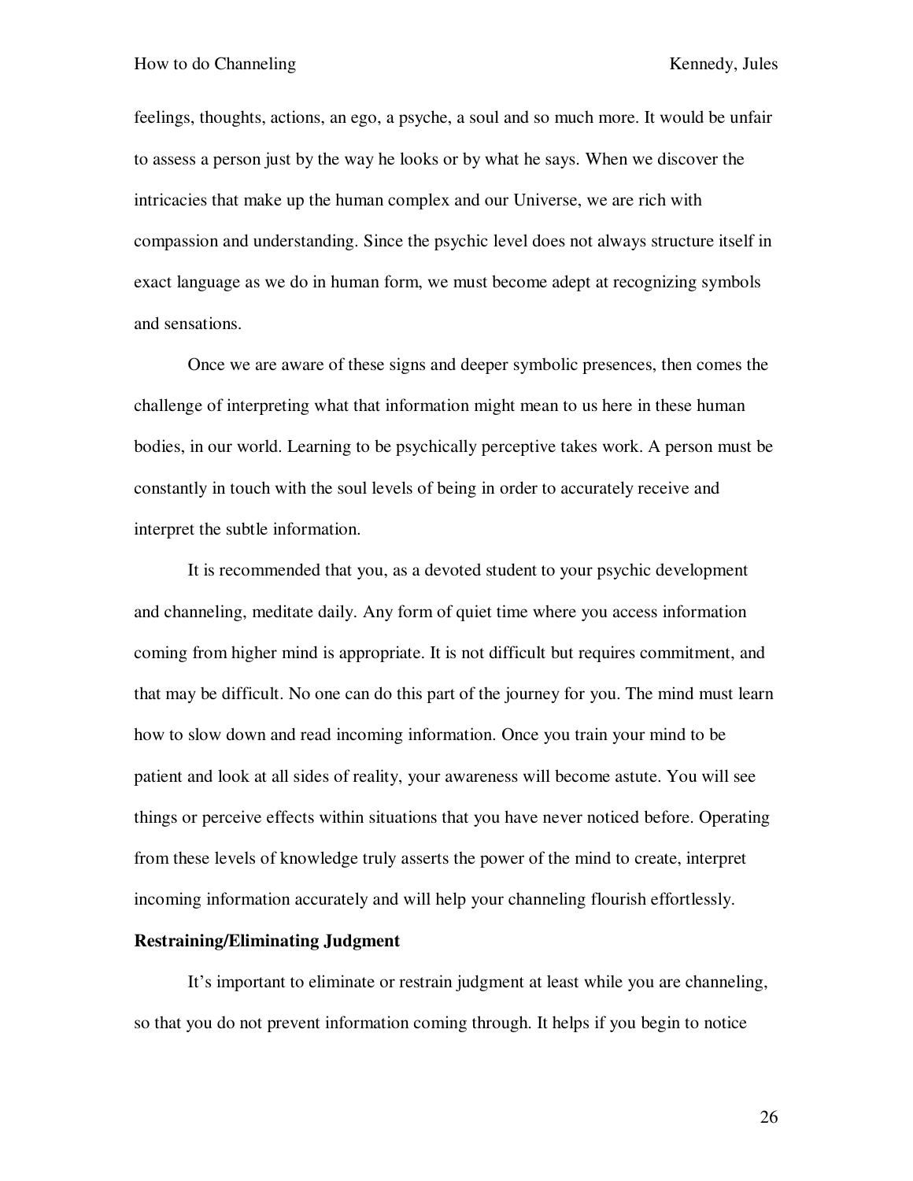feelings, thoughts, actions, an ego, a psyche, a soul and so much more. It would be unfair to assess a person just by the way he looks or by what he says. When we discover the intricacies that make up the human complex and our Universe, we are rich with compassion and understanding. Since the psychic level does not always structure itself in exact language as we do in human form, we must become adept at recognizing symbols and sensations.

Once we are aware of these signs and deeper symbolic presences, then comes the challenge of interpreting what that information might mean to us here in these human bodies, in our world. Learning to be psychically perceptive takes work. A person must be constantly in touch with the soul levels of being in order to accurately receive and interpret the subtle information.

It is recommended that you, as a devoted student to your psychic development and channeling, meditate daily. Any form of quiet time where you access information coming from higher mind is appropriate. It is not difficult but requires commitment, and that may be difficult. No one can do this part of the journey for you. The mind must learn how to slow down and read incoming information. Once you train your mind to be patient and look at all sides of reality, your awareness will become astute. You will see things or perceive effects within situations that you have never noticed before. Operating from these levels of knowledge truly asserts the power of the mind to create, interpret incoming information accurately and will help your channeling flourish effortlessly.

**Restraining/Eliminating Judgment**

It's important to eliminate or restrain judgment at least while you are channeling, so that you do not prevent information coming through. It helps if you begin to notice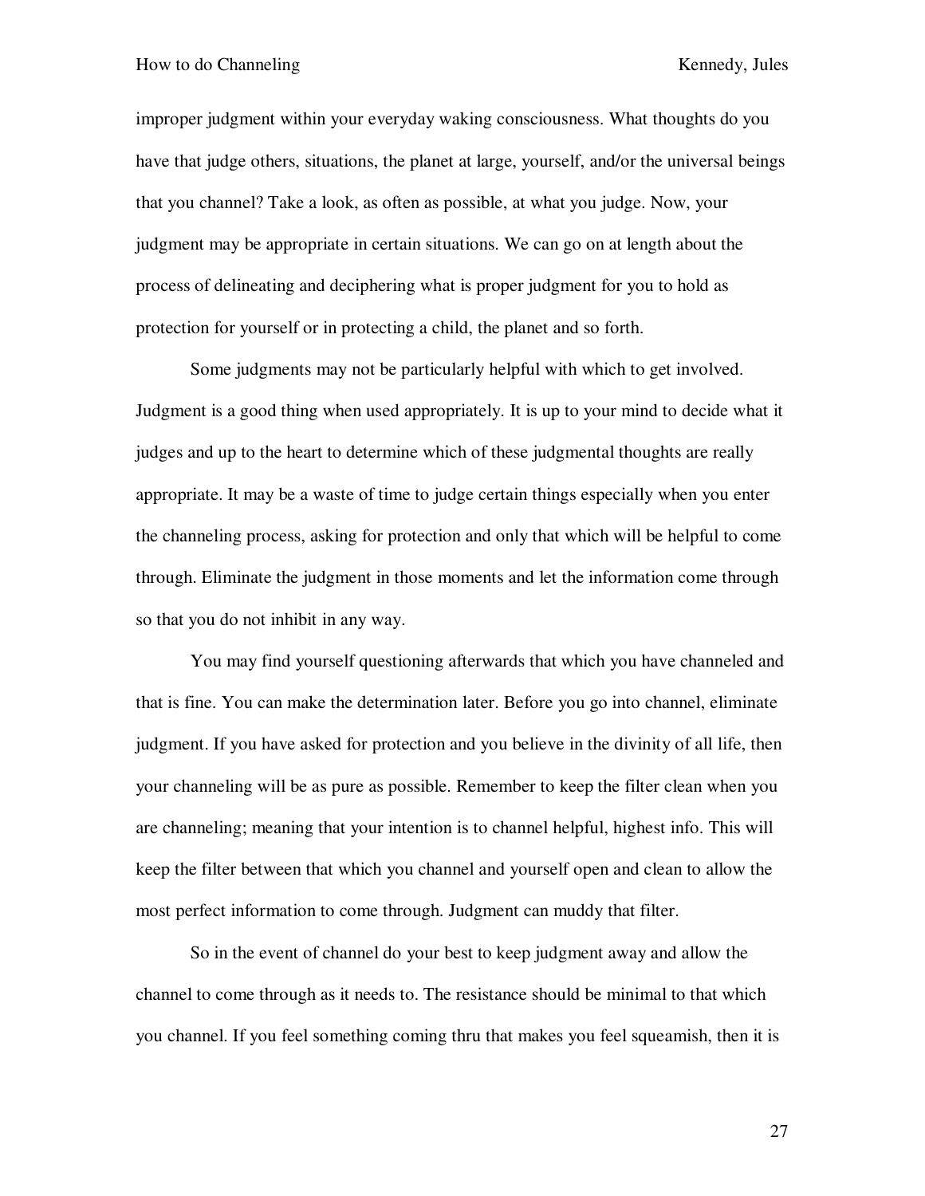improper judgment within your everyday waking consciousness. What thoughts do you have that judge others, situations, the planet at large, yourself, and/or the universal beings that you channel? Take a look, as often as possible, at what you judge. Now, your judgment may be appropriate in certain situations. We can go on at length about the process of delineating and deciphering what is proper judgment for you to hold as protection for yourself or in protecting a child, the planet and so forth.

Some judgments may not be particularly helpful with which to get involved. Judgment is a good thing when used appropriately. It is up to your mind to decide what it judges and up to the heart to determine which of these judgmental thoughts are really appropriate. It may be a waste of time to judge certain things especially when you enter the channeling process, asking for protection and only that which will be helpful to come through. Eliminate the judgment in those moments and let the information come through so that you do not inhibit in any way.

You may find yourself questioning afterwards that which you have channeled and that is fine. You can make the determination later. Before you go into channel, eliminate judgment. If you have asked for protection and you believe in the divinity of all life, then your channeling will be as pure as possible. Remember to keep the filter clean when you are channeling; meaning that your intention is to channel helpful, highest info. This will keep the filter between that which you channel and yourself open and clean to allow the most perfect information to come through. Judgment can muddy that filter.

So in the event of channel do your best to keep judgment away and allow the channel to come through as it needs to. The resistance should be minimal to that which you channel. If you feel something coming thru that makes you feel squeamish, then it is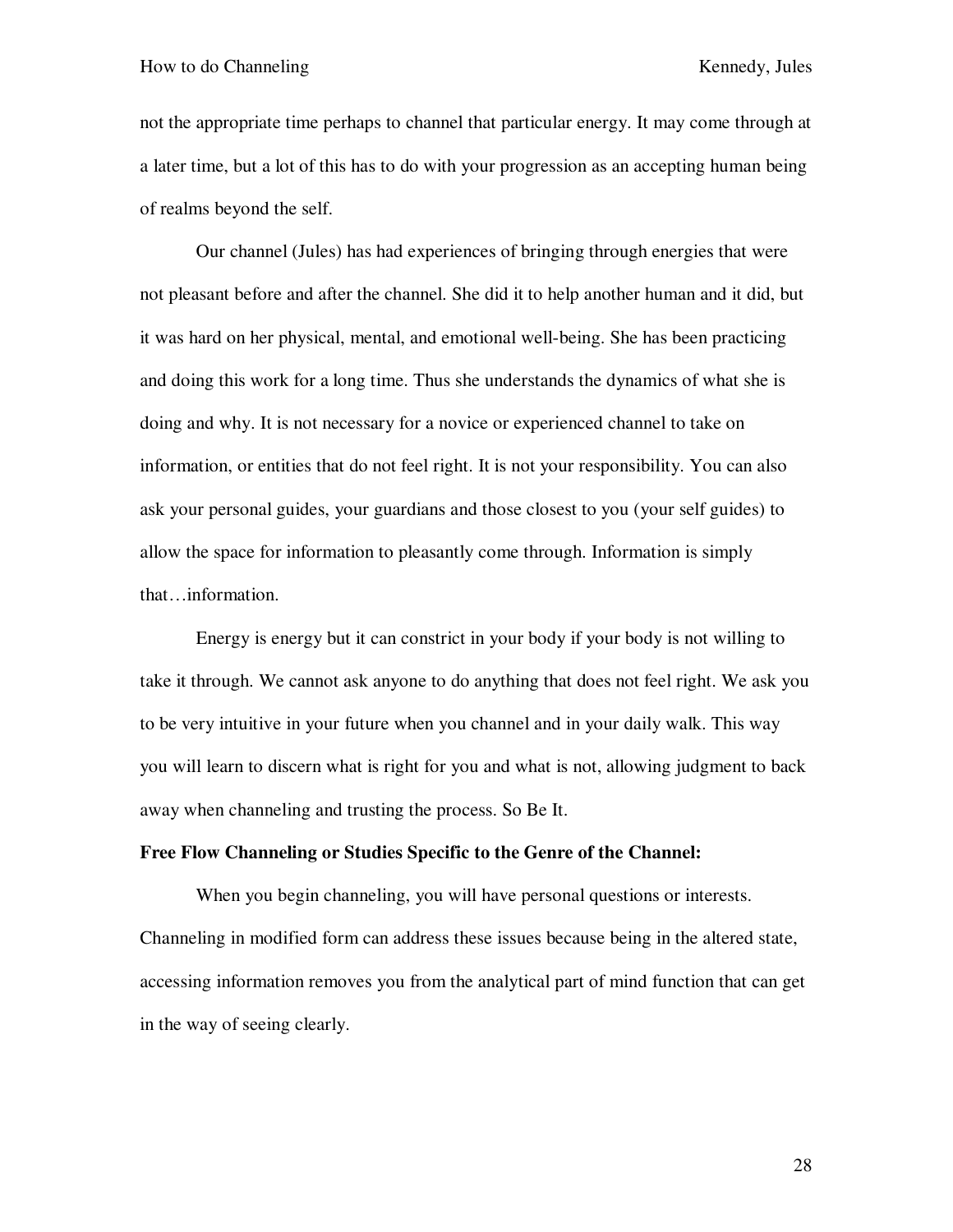not the appropriate time perhaps to channel that particular energy. It may come through at a later time, but a lot of this has to do with your progression as an accepting human being of realms beyond the self.

Our channel (Jules) has had experiences of bringing through energies that were not pleasant before and after the channel. She did it to help another human and it did, but it was hard on her physical, mental, and emotional well-being. She has been practicing and doing this work for a long time. Thus she understands the dynamics of what she is doing and why. It is not necessary for a novice or experienced channel to take on information, or entities that do not feel right. It is not your responsibility. You can also ask your personal guides, your guardians and those closest to you (your self guides) to allow the space for information to pleasantly come through. Information is simply that…information.

Energy is energy but it can constrict in your body if your body is not willing to take it through. We cannot ask anyone to do anything that does not feel right. We ask you to be very intuitive in your future when you channel and in your daily walk. This way you will learn to discern what is right for you and what is not, allowing judgment to back away when channeling and trusting the process. So Be It.

**Free Flow Channeling or Studies Specific to the Genre of the Channel:**

When you begin channeling, you will have personal questions or interests. Channeling in modified form can address these issues because being in the altered state, accessing information removes you from the analytical part of mind function that can get in the way of seeing clearly.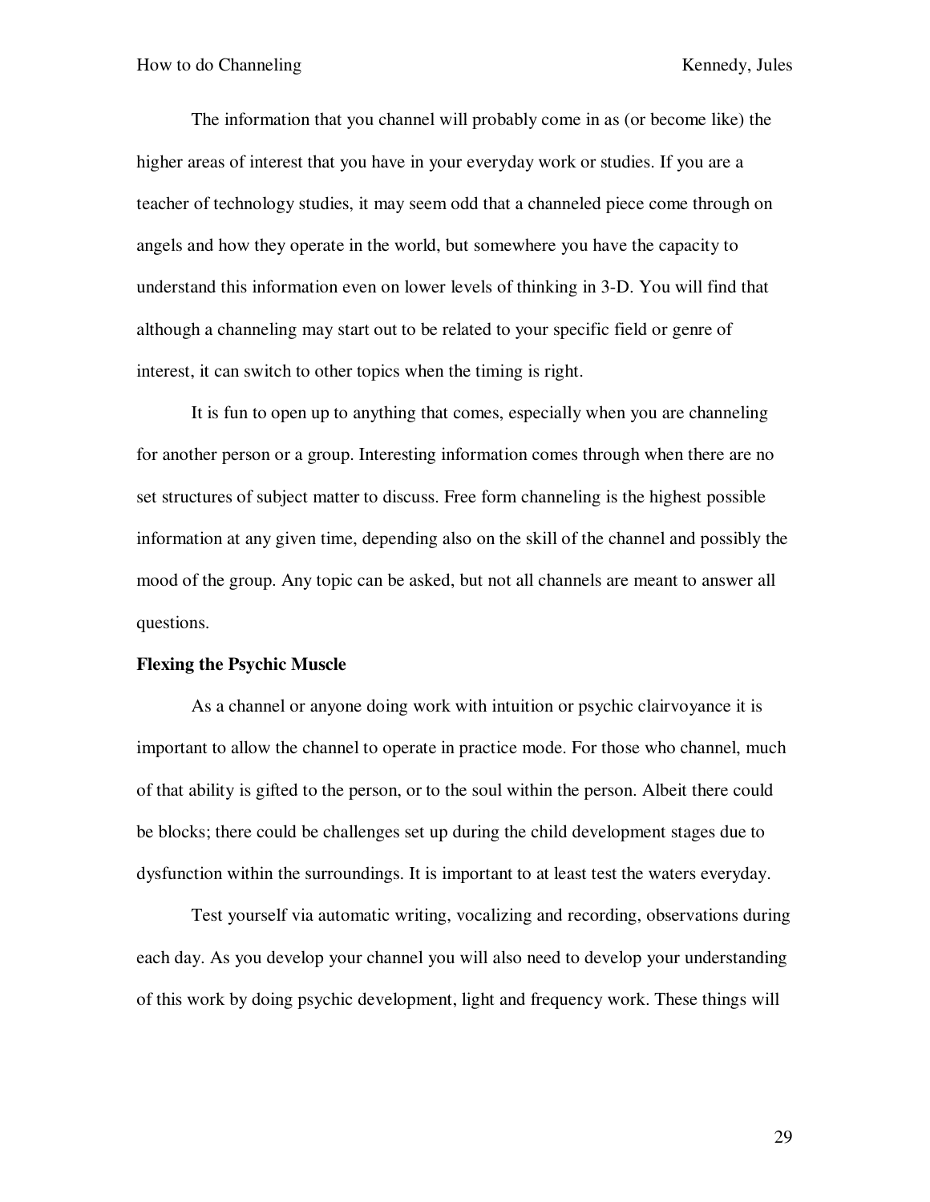The information that you channel will probably come in as (or become like) the higher areas of interest that you have in your everyday work or studies. If you are a teacher of technology studies, it may seem odd that a channeled piece come through on angels and how they operate in the world, but somewhere you have the capacity to understand this information even on lower levels of thinking in 3-D. You will find that although a channeling may start out to be related to your specific field or genre of interest, it can switch to other topics when the timing is right.

It is fun to open up to anything that comes, especially when you are channeling for another person or a group. Interesting information comes through when there are no set structures of subject matter to discuss. Free form channeling is the highest possible information at any given time, depending also on the skill of the channel and possibly the mood of the group. Any topic can be asked, but not all channels are meant to answer all questions.

**Flexing the Psychic Muscle**

As a channel or anyone doing work with intuition or psychic clairvoyance it is important to allow the channel to operate in practice mode. For those who channel, much of that ability is gifted to the person, or to the soul within the person. Albeit there could be blocks; there could be challenges set up during the child development stages due to dysfunction within the surroundings. It is important to at least test the waters everyday.

Test yourself via automatic writing, vocalizing and recording, observations during each day. As you develop your channel you will also need to develop your understanding of this work by doing psychic development, light and frequency work. These things will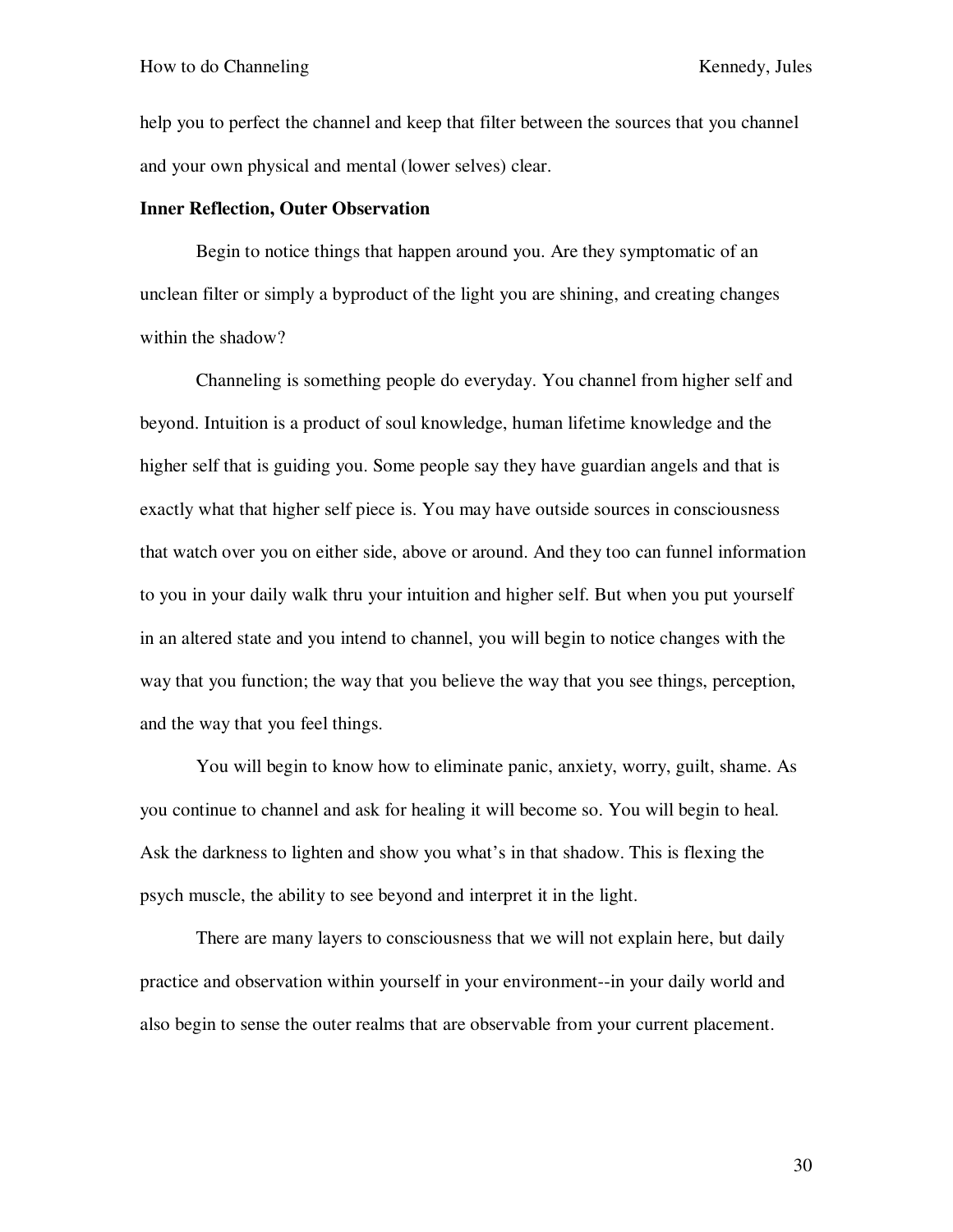help you to perfect the channel and keep that filter between the sources that you channel and your own physical and mental (lower selves) clear.

**Inner Reflection, Outer Observation**

Begin to notice things that happen around you. Are they symptomatic of an unclean filter or simply a byproduct of the light you are shining, and creating changes within the shadow?

Channeling is something people do everyday. You channel from higher self and beyond. Intuition is a product of soul knowledge, human lifetime knowledge and the higher self that is guiding you. Some people say they have guardian angels and that is exactly what that higher self piece is. You may have outside sources in consciousness that watch over you on either side, above or around. And they too can funnel information to you in your daily walk thru your intuition and higher self. But when you put yourself in an altered state and you intend to channel, you will begin to notice changes with the way that you function; the way that you believe the way that you see things, perception, and the way that you feel things.

You will begin to know how to eliminate panic, anxiety, worry, guilt, shame. As you continue to channel and ask for healing it will become so. You will begin to heal. Ask the darkness to lighten and show you what's in that shadow. This is flexing the psych muscle, the ability to see beyond and interpret it in the light.

There are many layers to consciousness that we will not explain here, but daily practice and observation within yourself in your environment--in your daily world and also begin to sense the outer realms that are observable from your current placement.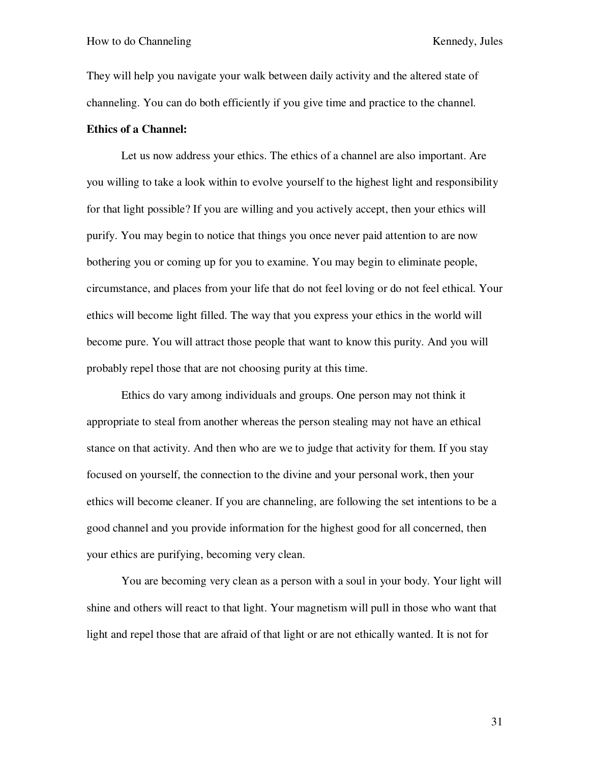They will help you navigate your walk between daily activity and the altered state of channeling. You can do both efficiently if you give time and practice to the channel.

**Ethics of a Channel:**

Let us now address your ethics. The ethics of a channel are also important. Are you willing to take a look within to evolve yourself to the highest light and responsibility for that light possible? If you are willing and you actively accept, then your ethics will purify. You may begin to notice that things you once never paid attention to are now bothering you or coming up for you to examine. You may begin to eliminate people, circumstance, and places from your life that do not feel loving or do not feel ethical. Your ethics will become light filled. The way that you express your ethics in the world will become pure. You will attract those people that want to know this purity. And you will probably repel those that are not choosing purity at this time.

Ethics do vary among individuals and groups. One person may not think it appropriate to steal from another whereas the person stealing may not have an ethical stance on that activity. And then who are we to judge that activity for them. If you stay focused on yourself, the connection to the divine and your personal work, then your ethics will become cleaner. If you are channeling, are following the set intentions to be a good channel and you provide information for the highest good for all concerned, then your ethics are purifying, becoming very clean.

You are becoming very clean as a person with a soul in your body. Your light will shine and others will react to that light. Your magnetism will pull in those who want that light and repel those that are afraid of that light or are not ethically wanted. It is not for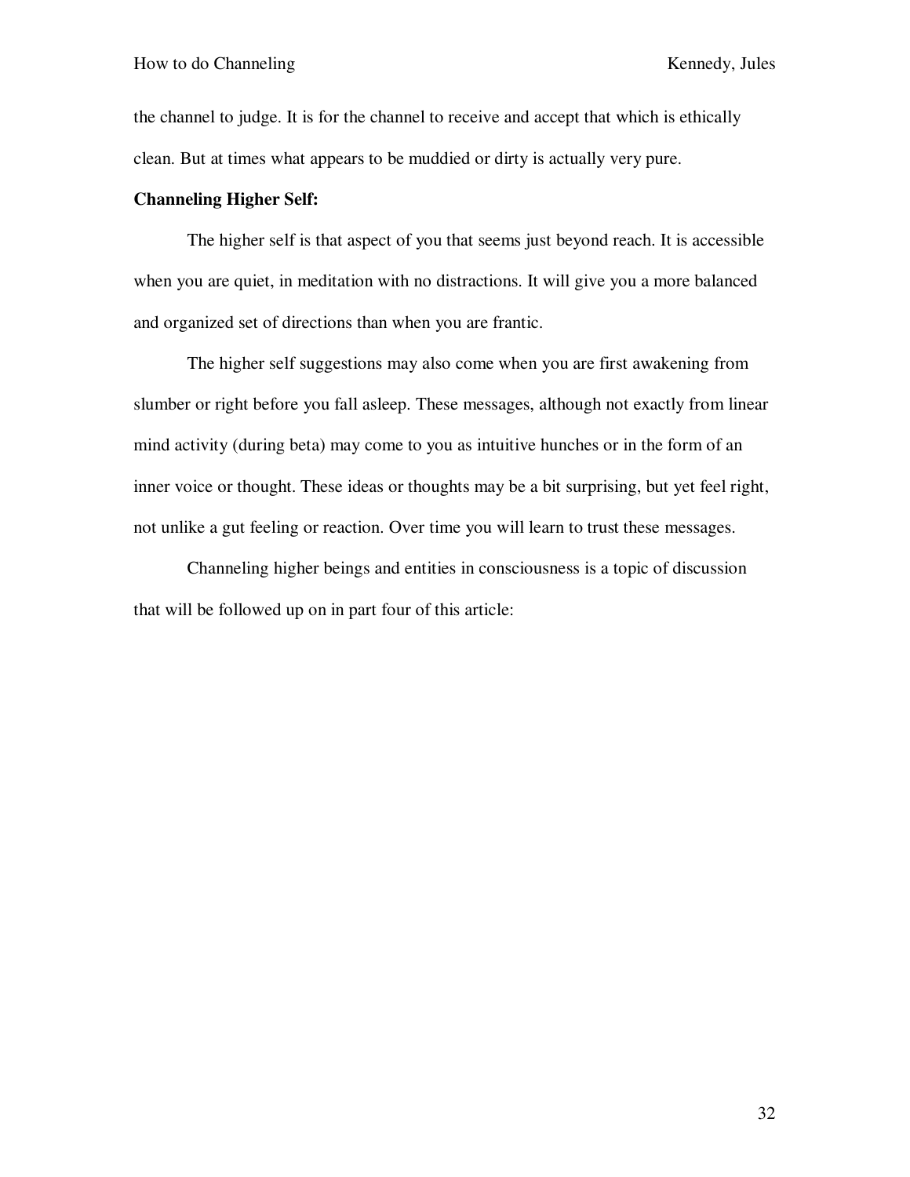the channel to judge. It is for the channel to receive and accept that which is ethically clean. But at times what appears to be muddied or dirty is actually very pure.

**Channeling Higher Self:**

The higher self is that aspect of you that seems just beyond reach. It is accessible when you are quiet, in meditation with no distractions. It will give you a more balanced and organized set of directions than when you are frantic.

The higher self suggestions may also come when you are first awakening from slumber or right before you fall asleep. These messages, although not exactly from linear mind activity (during beta) may come to you as intuitive hunches or in the form of an inner voice or thought. These ideas or thoughts may be a bit surprising, but yet feel right, not unlike a gut feeling or reaction. Over time you will learn to trust these messages.

Channeling higher beings and entities in consciousness is a topic of discussion that will be followed up on in part four of this article: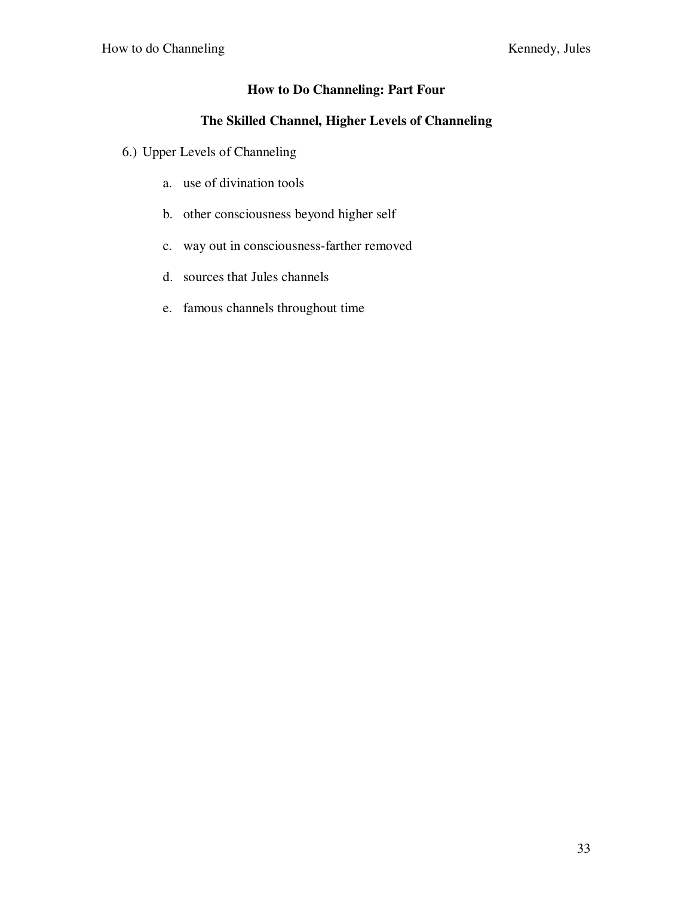## How to Do Channeling: Part Four

## The Skilled Channel, Higher Levels of Channeling

6.) Upper Levels of Channeling

   a. use of divination tools

   b. other consciousness beyond higher self

   c. way out in consciousness-farther removed

   d. sources that Jules channels

   e. famous channels throughout time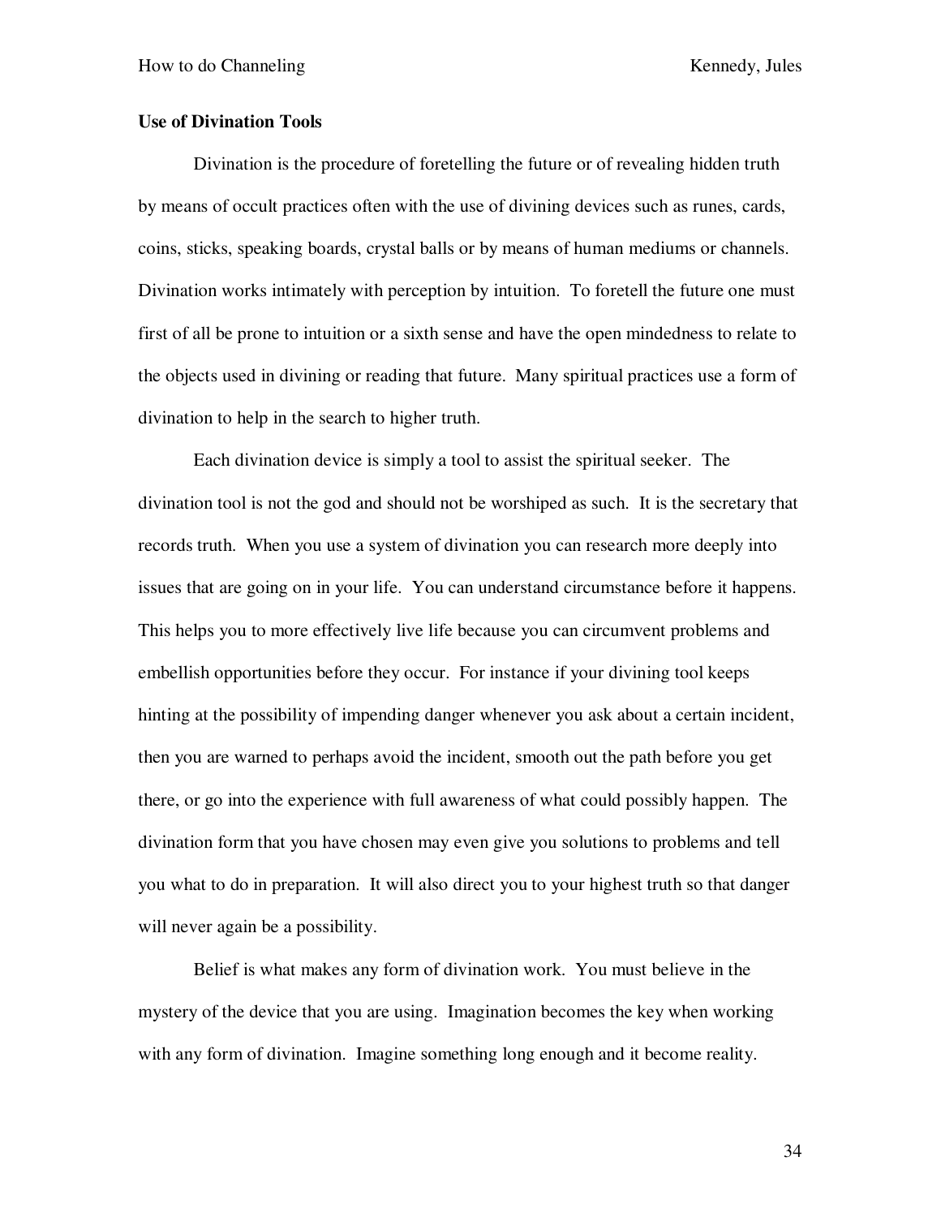**Use of Divination Tools**

Divination is the procedure of foretelling the future or of revealing hidden truth by means of occult practices often with the use of divining devices such as runes, cards, coins, sticks, speaking boards, crystal balls or by means of human mediums or channels. Divination works intimately with perception by intuition. To foretell the future one must first of all be prone to intuition or a sixth sense and have the open mindedness to relate to the objects used in divining or reading that future. Many spiritual practices use a form of divination to help in the search to higher truth.

Each divination device is simply a tool to assist the spiritual seeker. The divination tool is not the god and should not be worshiped as such. It is the secretary that records truth. When you use a system of divination you can research more deeply into issues that are going on in your life. You can understand circumstance before it happens. This helps you to more effectively live life because you can circumvent problems and embellish opportunities before they occur. For instance if your divining tool keeps hinting at the possibility of impending danger whenever you ask about a certain incident, then you are warned to perhaps avoid the incident, smooth out the path before you get there, or go into the experience with full awareness of what could possibly happen. The divination form that you have chosen may even give you solutions to problems and tell you what to do in preparation. It will also direct you to your highest truth so that danger will never again be a possibility.

Belief is what makes any form of divination work. You must believe in the mystery of the device that you are using. Imagination becomes the key when working with any form of divination. Imagine something long enough and it become reality.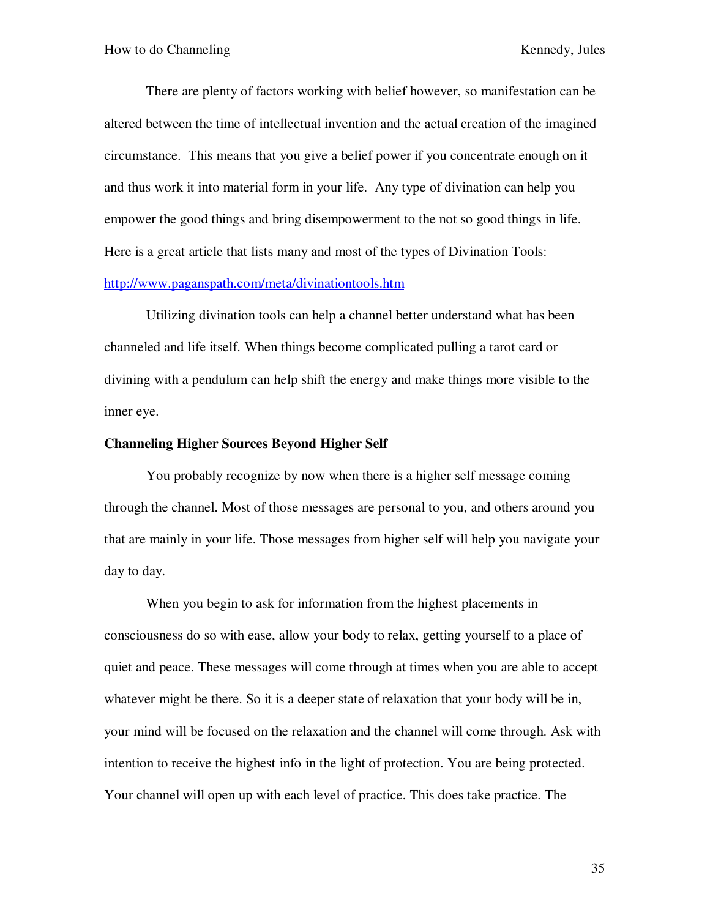There are plenty of factors working with belief however, so manifestation can be altered between the time of intellectual invention and the actual creation of the imagined circumstance.  This means that you give a belief power if you concentrate enough on it and thus work it into material form in your life.  Any type of divination can help you empower the good things and bring disempowerment to the not so good things in life. Here is a great article that lists many and most of the types of Divination Tools: http://www.paganspath.com/meta/divinationtools.htm

Utilizing divination tools can help a channel better understand what has been channeled and life itself. When things become complicated pulling a tarot card or divining with a pendulum can help shift the energy and make things more visible to the inner eye.

**Channeling Higher Sources Beyond Higher Self**

You probably recognize by now when there is a higher self message coming through the channel. Most of those messages are personal to you, and others around you that are mainly in your life. Those messages from higher self will help you navigate your day to day.

When you begin to ask for information from the highest placements in consciousness do so with ease, allow your body to relax, getting yourself to a place of quiet and peace. These messages will come through at times when you are able to accept whatever might be there. So it is a deeper state of relaxation that your body will be in, your mind will be focused on the relaxation and the channel will come through. Ask with intention to receive the highest info in the light of protection. You are being protected. Your channel will open up with each level of practice. This does take practice. The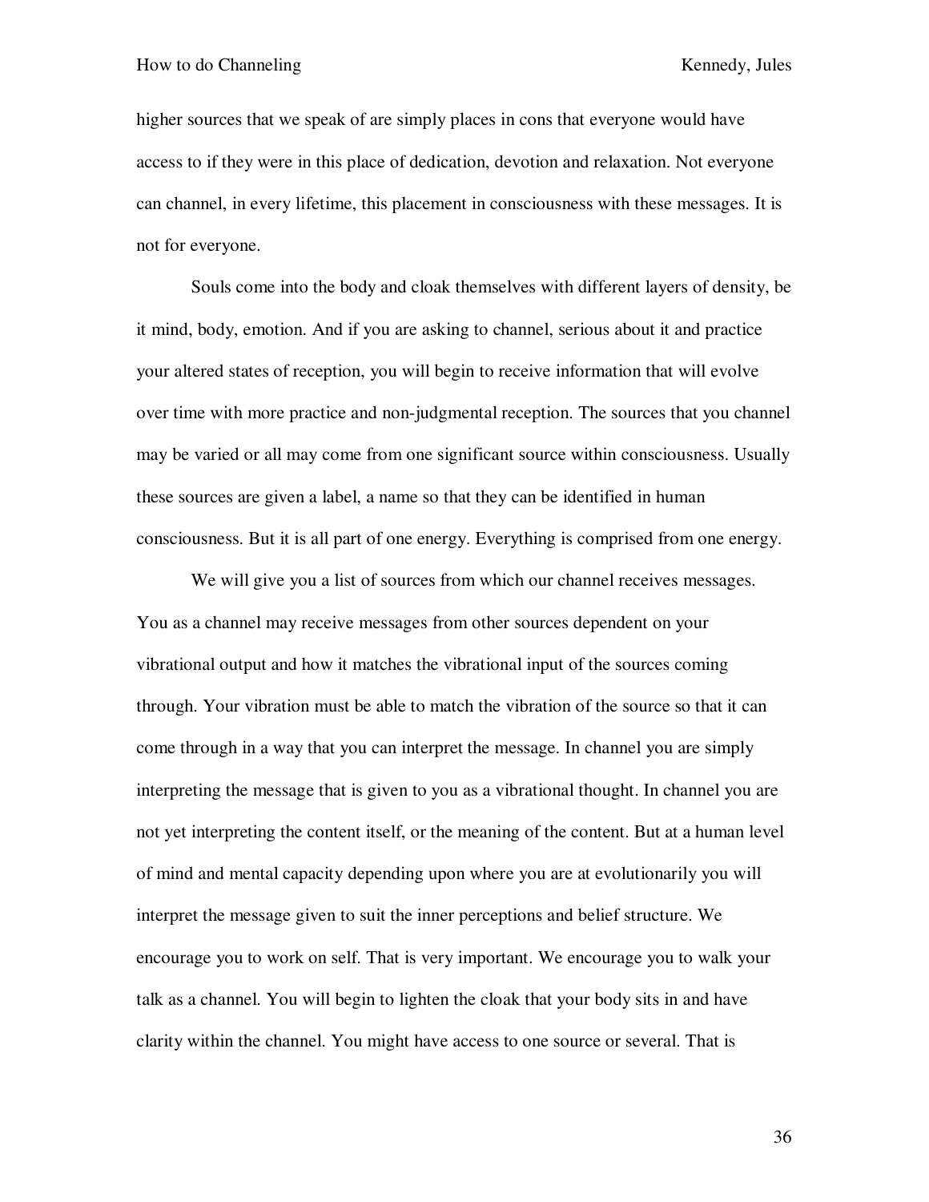higher sources that we speak of are simply places in cons that everyone would have access to if they were in this place of dedication, devotion and relaxation. Not everyone can channel, in every lifetime, this placement in consciousness with these messages. It is not for everyone.

Souls come into the body and cloak themselves with different layers of density, be it mind, body, emotion. And if you are asking to channel, serious about it and practice your altered states of reception, you will begin to receive information that will evolve over time with more practice and non-judgmental reception. The sources that you channel may be varied or all may come from one significant source within consciousness. Usually these sources are given a label, a name so that they can be identified in human consciousness. But it is all part of one energy. Everything is comprised from one energy.

We will give you a list of sources from which our channel receives messages. You as a channel may receive messages from other sources dependent on your vibrational output and how it matches the vibrational input of the sources coming through. Your vibration must be able to match the vibration of the source so that it can come through in a way that you can interpret the message. In channel you are simply interpreting the message that is given to you as a vibrational thought. In channel you are not yet interpreting the content itself, or the meaning of the content. But at a human level of mind and mental capacity depending upon where you are at evolutionarily you will interpret the message given to suit the inner perceptions and belief structure. We encourage you to work on self. That is very important. We encourage you to walk your talk as a channel. You will begin to lighten the cloak that your body sits in and have clarity within the channel. You might have access to one source or several. That is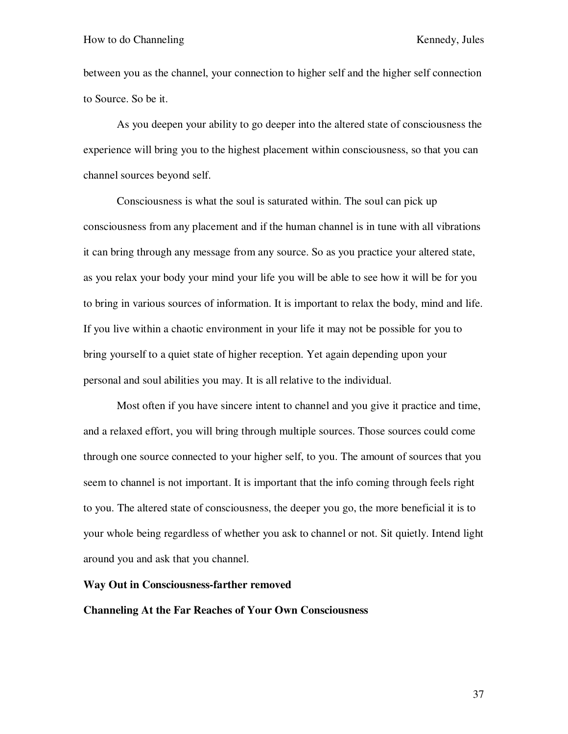between you as the channel, your connection to higher self and the higher self connection to Source. So be it.

As you deepen your ability to go deeper into the altered state of consciousness the experience will bring you to the highest placement within consciousness, so that you can channel sources beyond self.

Consciousness is what the soul is saturated within. The soul can pick up consciousness from any placement and if the human channel is in tune with all vibrations it can bring through any message from any source. So as you practice your altered state, as you relax your body your mind your life you will be able to see how it will be for you to bring in various sources of information. It is important to relax the body, mind and life. If you live within a chaotic environment in your life it may not be possible for you to bring yourself to a quiet state of higher reception. Yet again depending upon your personal and soul abilities you may. It is all relative to the individual.

Most often if you have sincere intent to channel and you give it practice and time, and a relaxed effort, you will bring through multiple sources. Those sources could come through one source connected to your higher self, to you. The amount of sources that you seem to channel is not important. It is important that the info coming through feels right to you. The altered state of consciousness, the deeper you go, the more beneficial it is to your whole being regardless of whether you ask to channel or not. Sit quietly. Intend light around you and ask that you channel.

**Way Out in Consciousness-farther removed**

**Channeling At the Far Reaches of Your Own Consciousness**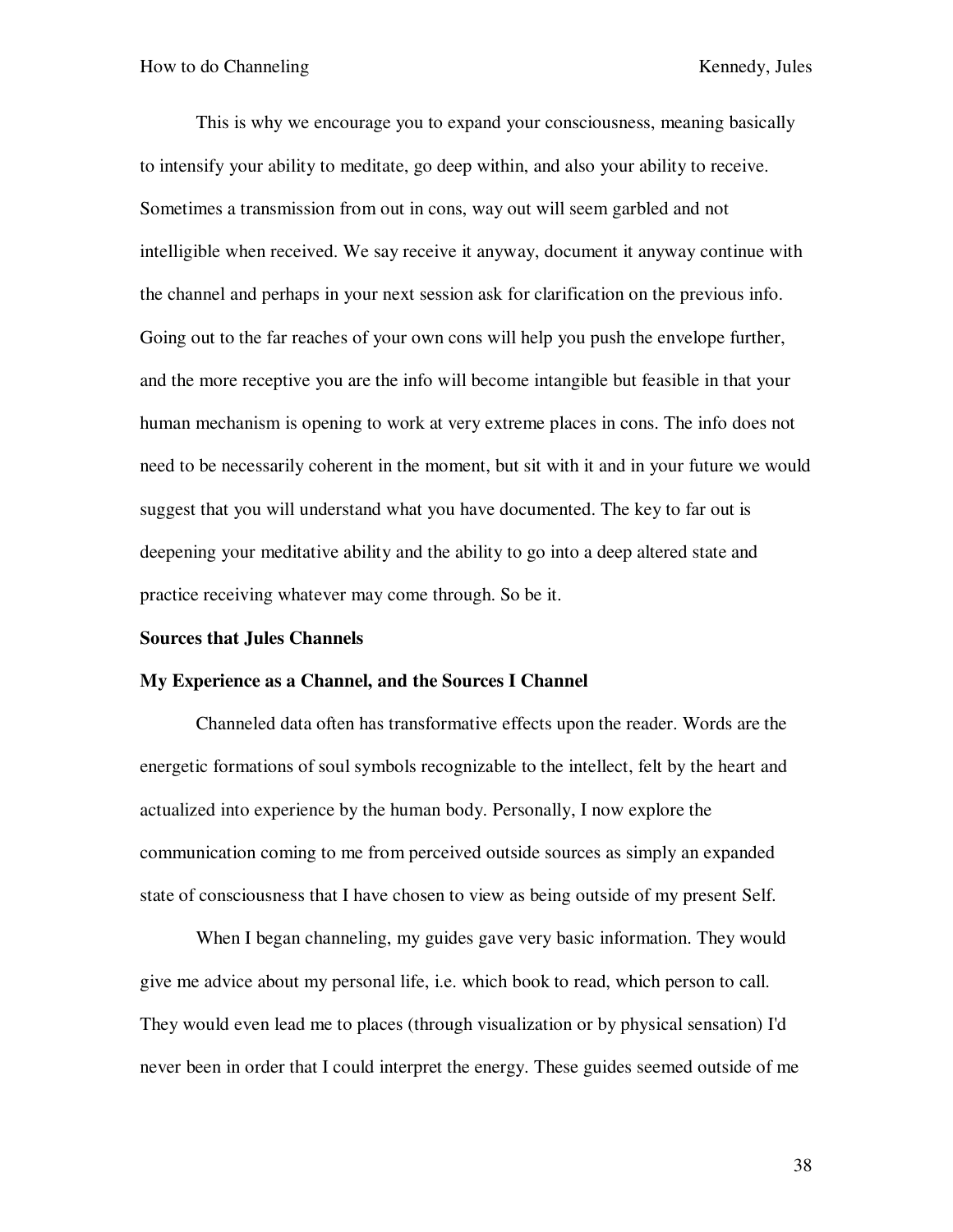This is why we encourage you to expand your consciousness, meaning basically to intensify your ability to meditate, go deep within, and also your ability to receive. Sometimes a transmission from out in cons, way out will seem garbled and not intelligible when received. We say receive it anyway, document it anyway continue with the channel and perhaps in your next session ask for clarification on the previous info. Going out to the far reaches of your own cons will help you push the envelope further, and the more receptive you are the info will become intangible but feasible in that your human mechanism is opening to work at very extreme places in cons. The info does not need to be necessarily coherent in the moment, but sit with it and in your future we would suggest that you will understand what you have documented. The key to far out is deepening your meditative ability and the ability to go into a deep altered state and practice receiving whatever may come through. So be it.

**Sources that Jules Channels**

**My Experience as a Channel, and the Sources I Channel**

Channeled data often has transformative effects upon the reader. Words are the energetic formations of soul symbols recognizable to the intellect, felt by the heart and actualized into experience by the human body. Personally, I now explore the communication coming to me from perceived outside sources as simply an expanded state of consciousness that I have chosen to view as being outside of my present Self.

When I began channeling, my guides gave very basic information. They would give me advice about my personal life, i.e. which book to read, which person to call. They would even lead me to places (through visualization or by physical sensation) I'd never been in order that I could interpret the energy. These guides seemed outside of me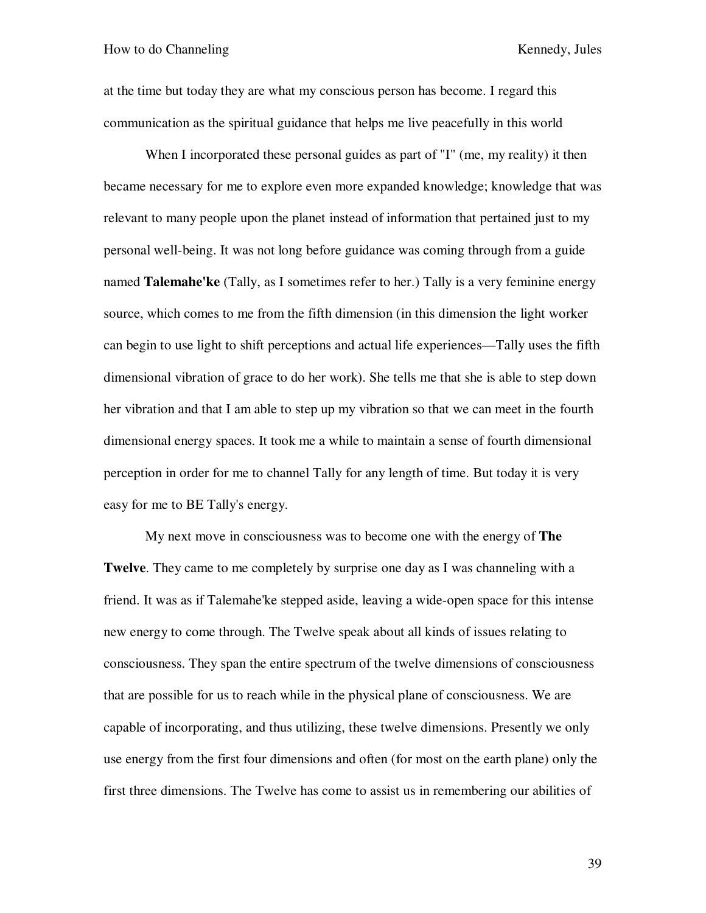at the time but today they are what my conscious person has become. I regard this communication as the spiritual guidance that helps me live peacefully in this world

When I incorporated these personal guides as part of "I" (me, my reality) it then became necessary for me to explore even more expanded knowledge; knowledge that was relevant to many people upon the planet instead of information that pertained just to my personal well-being. It was not long before guidance was coming through from a guide named **Talemahe'ke** (Tally, as I sometimes refer to her.) Tally is a very feminine energy source, which comes to me from the fifth dimension (in this dimension the light worker can begin to use light to shift perceptions and actual life experiences—Tally uses the fifth dimensional vibration of grace to do her work). She tells me that she is able to step down her vibration and that I am able to step up my vibration so that we can meet in the fourth dimensional energy spaces. It took me a while to maintain a sense of fourth dimensional perception in order for me to channel Tally for any length of time. But today it is very easy for me to BE Tally's energy.

My next move in consciousness was to become one with the energy of **The Twelve**. They came to me completely by surprise one day as I was channeling with a friend. It was as if Talemahe'ke stepped aside, leaving a wide-open space for this intense new energy to come through. The Twelve speak about all kinds of issues relating to consciousness. They span the entire spectrum of the twelve dimensions of consciousness that are possible for us to reach while in the physical plane of consciousness. We are capable of incorporating, and thus utilizing, these twelve dimensions. Presently we only use energy from the first four dimensions and often (for most on the earth plane) only the first three dimensions. The Twelve has come to assist us in remembering our abilities of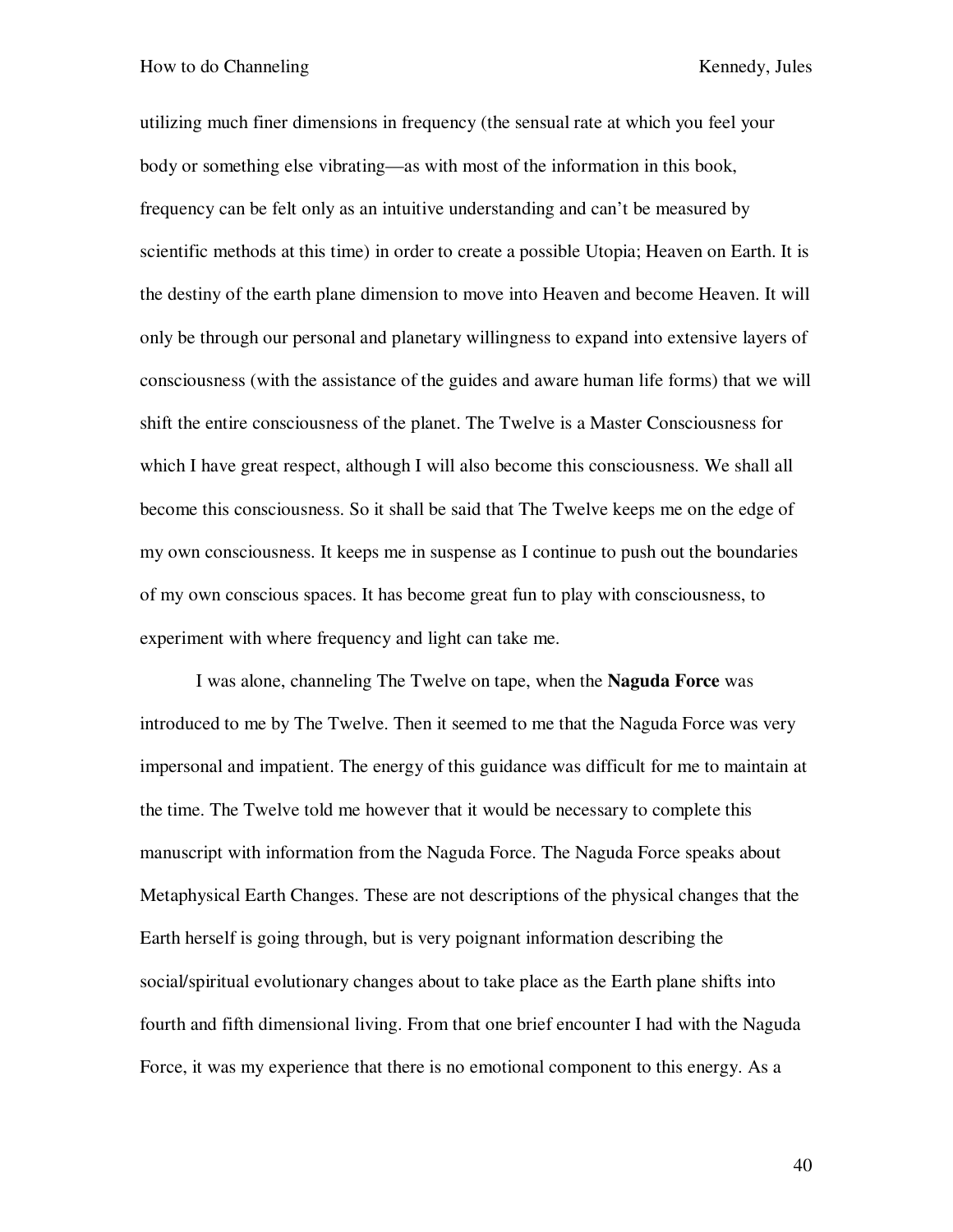utilizing much finer dimensions in frequency (the sensual rate at which you feel your body or something else vibrating—as with most of the information in this book, frequency can be felt only as an intuitive understanding and can't be measured by scientific methods at this time) in order to create a possible Utopia; Heaven on Earth. It is the destiny of the earth plane dimension to move into Heaven and become Heaven. It will only be through our personal and planetary willingness to expand into extensive layers of consciousness (with the assistance of the guides and aware human life forms) that we will shift the entire consciousness of the planet. The Twelve is a Master Consciousness for which I have great respect, although I will also become this consciousness. We shall all become this consciousness. So it shall be said that The Twelve keeps me on the edge of my own consciousness. It keeps me in suspense as I continue to push out the boundaries of my own conscious spaces. It has become great fun to play with consciousness, to experiment with where frequency and light can take me.

I was alone, channeling The Twelve on tape, when the **Naguda Force** was introduced to me by The Twelve. Then it seemed to me that the Naguda Force was very impersonal and impatient. The energy of this guidance was difficult for me to maintain at the time. The Twelve told me however that it would be necessary to complete this manuscript with information from the Naguda Force. The Naguda Force speaks about Metaphysical Earth Changes. These are not descriptions of the physical changes that the Earth herself is going through, but is very poignant information describing the social/spiritual evolutionary changes about to take place as the Earth plane shifts into fourth and fifth dimensional living. From that one brief encounter I had with the Naguda Force, it was my experience that there is no emotional component to this energy. As a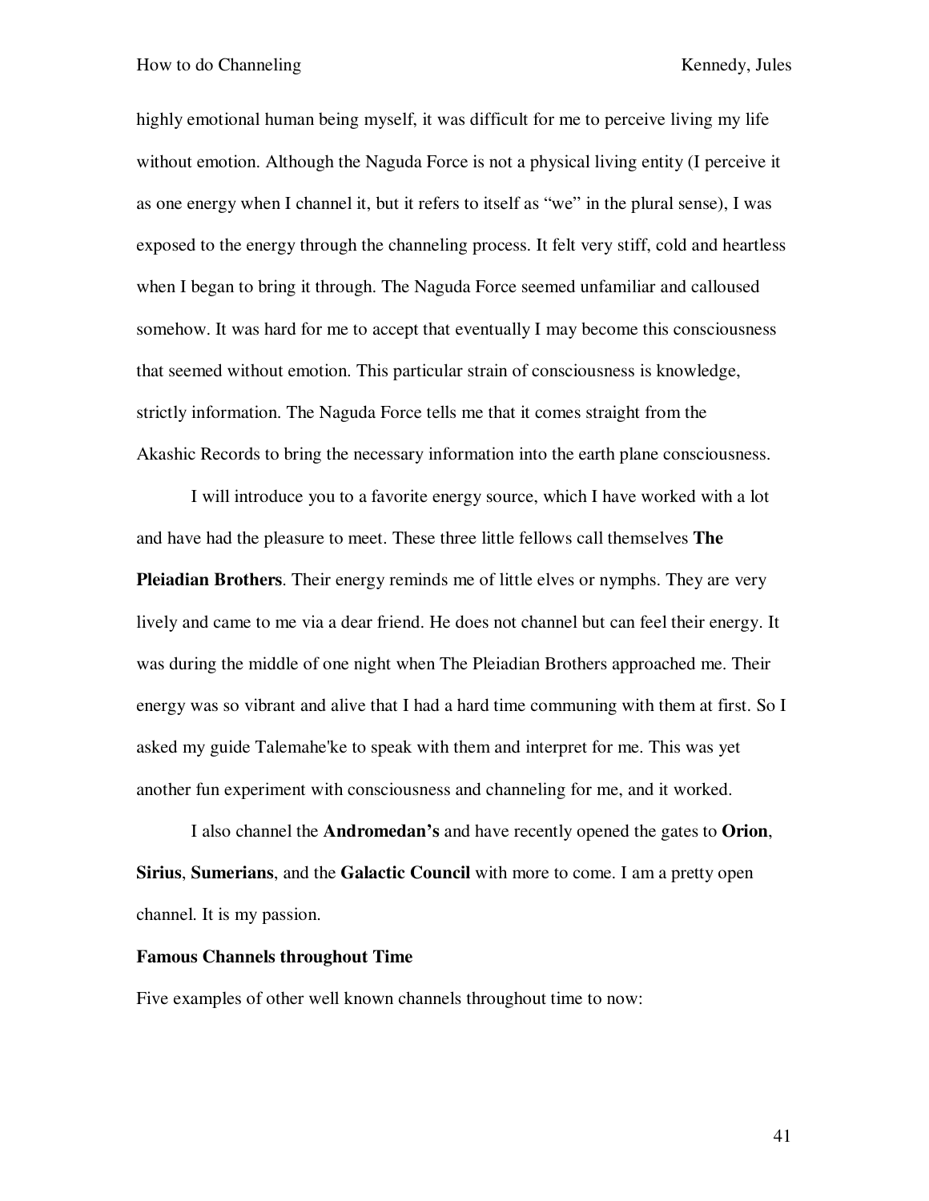highly emotional human being myself, it was difficult for me to perceive living my life without emotion. Although the Naguda Force is not a physical living entity (I perceive it as one energy when I channel it, but it refers to itself as "we" in the plural sense), I was exposed to the energy through the channeling process. It felt very stiff, cold and heartless when I began to bring it through. The Naguda Force seemed unfamiliar and calloused somehow. It was hard for me to accept that eventually I may become this consciousness that seemed without emotion. This particular strain of consciousness is knowledge, strictly information. The Naguda Force tells me that it comes straight from the Akashic Records to bring the necessary information into the earth plane consciousness.

I will introduce you to a favorite energy source, which I have worked with a lot and have had the pleasure to meet. These three little fellows call themselves **The Pleiadian Brothers**. Their energy reminds me of little elves or nymphs. They are very lively and came to me via a dear friend. He does not channel but can feel their energy. It was during the middle of one night when The Pleiadian Brothers approached me. Their energy was so vibrant and alive that I had a hard time communing with them at first. So I asked my guide Talemahe'ke to speak with them and interpret for me. This was yet another fun experiment with consciousness and channeling for me, and it worked.

I also channel the **Andromedan's** and have recently opened the gates to **Orion**, **Sirius**, **Sumerians**, and the **Galactic Council** with more to come. I am a pretty open channel. It is my passion.

**Famous Channels throughout Time**

Five examples of other well known channels throughout time to now: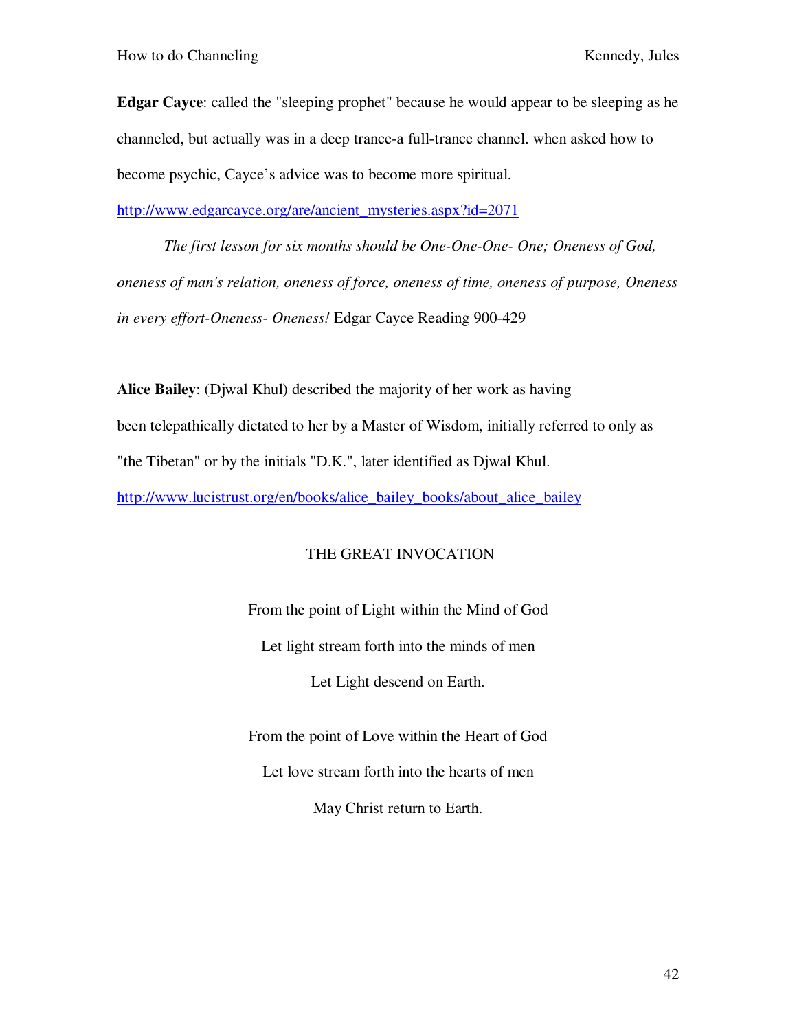**Edgar Cayce**: called the "sleeping prophet" because he would appear to be sleeping as he channeled, but actually was in a deep trance-a full-trance channel. when asked how to become psychic, Cayce's advice was to become more spiritual.

http://www.edgarcayce.org/are/ancient_mysteries.aspx?id=2071

*The first lesson for six months should be One-One-One- One; Oneness of God, oneness of man's relation, oneness of force, oneness of time, oneness of purpose, Oneness in every effort-Oneness- Oneness!* Edgar Cayce Reading 900-429

**Alice Bailey**: (Djwal Khul) described the majority of her work as having been telepathically dictated to her by a Master of Wisdom, initially referred to only as "the Tibetan" or by the initials "D.K.", later identified as Djwal Khul.

http://www.lucistrust.org/en/books/alice_bailey_books/about_alice_bailey

THE GREAT INVOCATION

From the point of Light within the Mind of God

Let light stream forth into the minds of men

Let Light descend on Earth.

From the point of Love within the Heart of God

Let love stream forth into the hearts of men

May Christ return to Earth.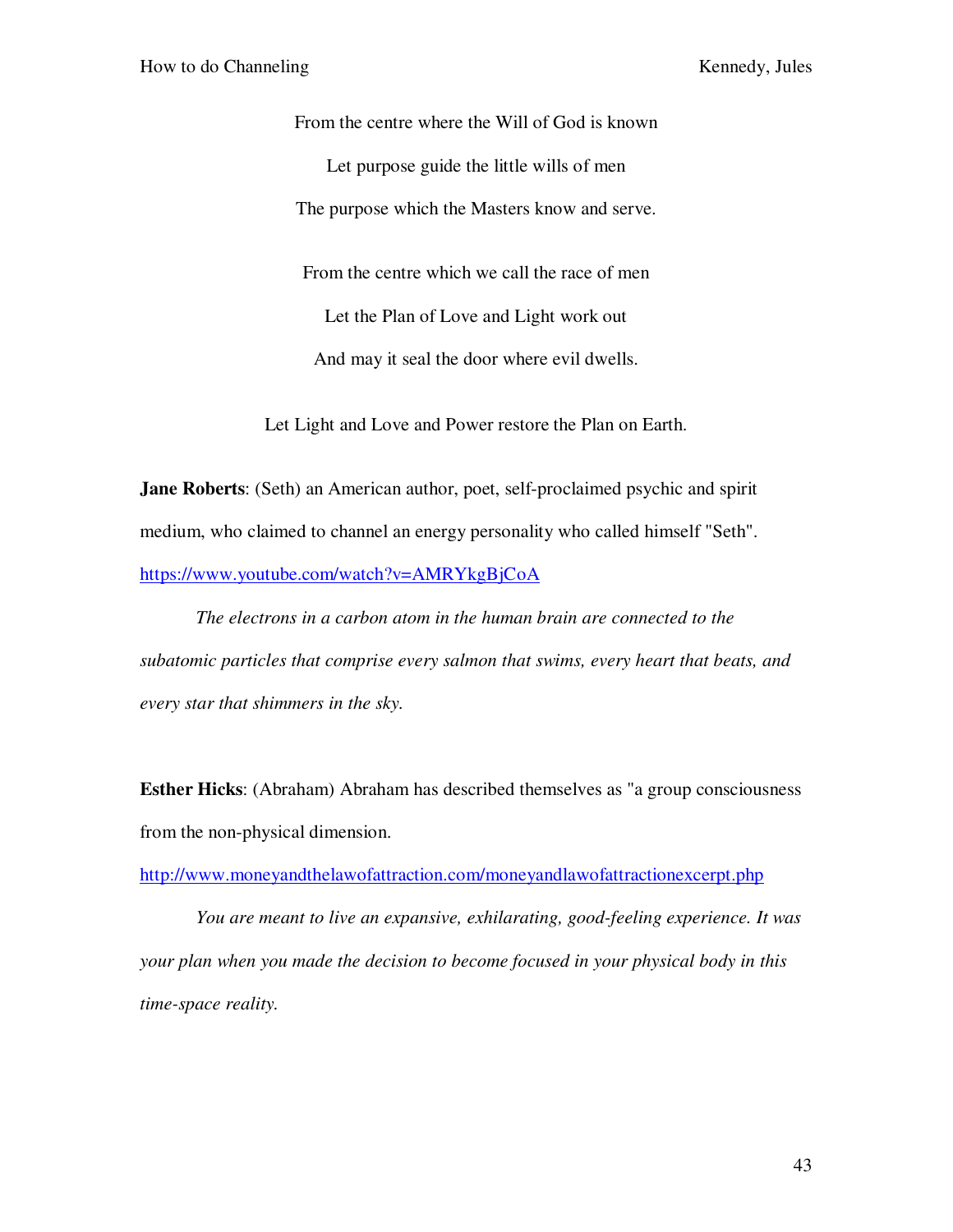From the centre where the Will of God is known

Let purpose guide the little wills of men

The purpose which the Masters know and serve.

From the centre which we call the race of men

Let the Plan of Love and Light work out

And may it seal the door where evil dwells.

Let Light and Love and Power restore the Plan on Earth.

**Jane Roberts**: (Seth) an American author, poet, self-proclaimed psychic and spirit medium, who claimed to channel an energy personality who called himself "Seth".

https://www.youtube.com/watch?v=AMRYkgBjCoA

*The electrons in a carbon atom in the human brain are connected to the subatomic particles that comprise every salmon that swims, every heart that beats, and every star that shimmers in the sky.*

**Esther Hicks**: (Abraham) Abraham has described themselves as "a group consciousness from the non-physical dimension.

http://www.moneyandthelawofattraction.com/moneyandlawofattractionexcerpt.php

*You are meant to live an expansive, exhilarating, good-feeling experience. It was your plan when you made the decision to become focused in your physical body in this time-space reality.*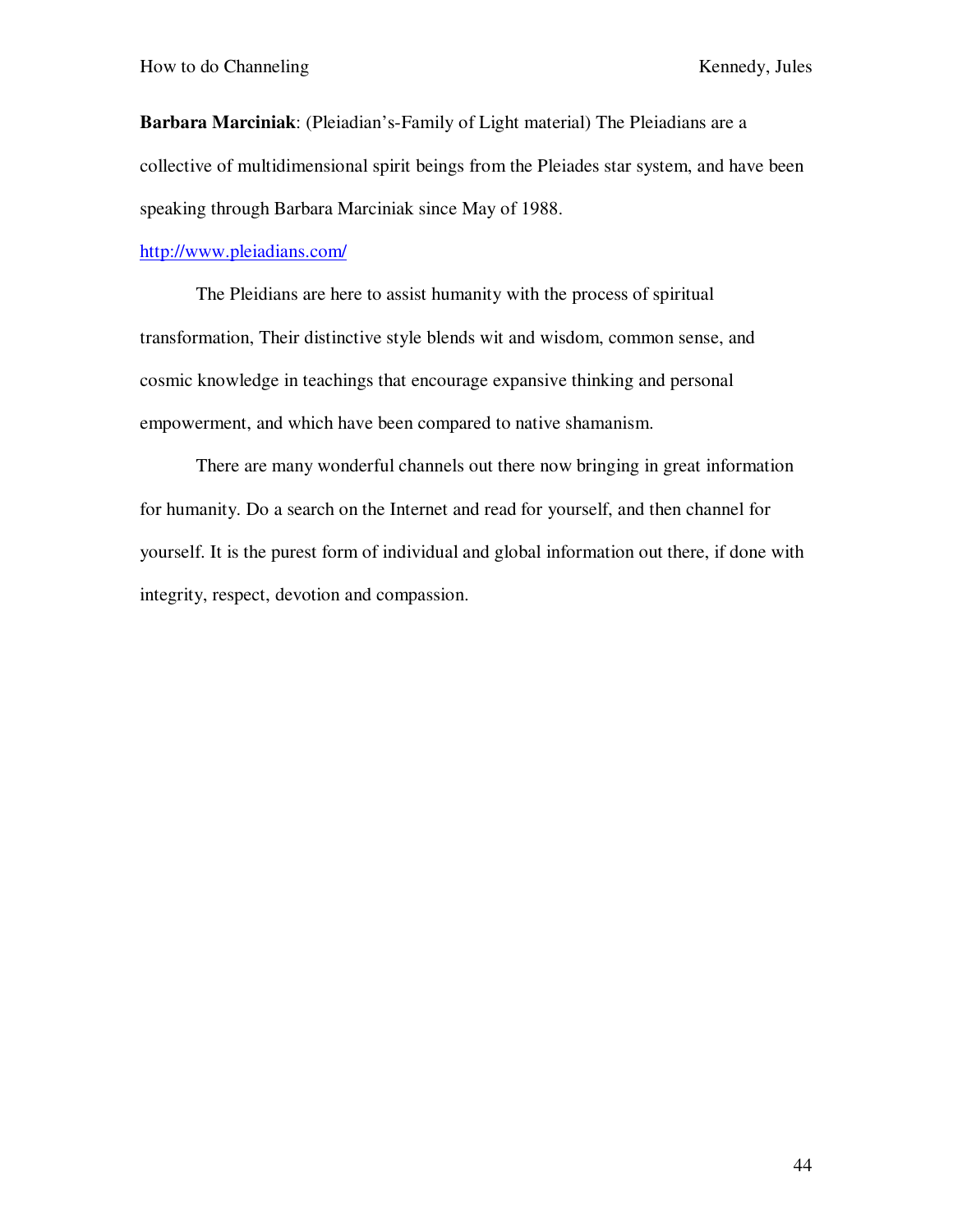**Barbara Marciniak**: (Pleiadian's-Family of Light material) The Pleiadians are a collective of multidimensional spirit beings from the Pleiades star system, and have been speaking through Barbara Marciniak since May of 1988.

http://www.pleiadians.com/

The Pleidians are here to assist humanity with the process of spiritual transformation, Their distinctive style blends wit and wisdom, common sense, and cosmic knowledge in teachings that encourage expansive thinking and personal empowerment, and which have been compared to native shamanism.

There are many wonderful channels out there now bringing in great information for humanity. Do a search on the Internet and read for yourself, and then channel for yourself. It is the purest form of individual and global information out there, if done with integrity, respect, devotion and compassion.